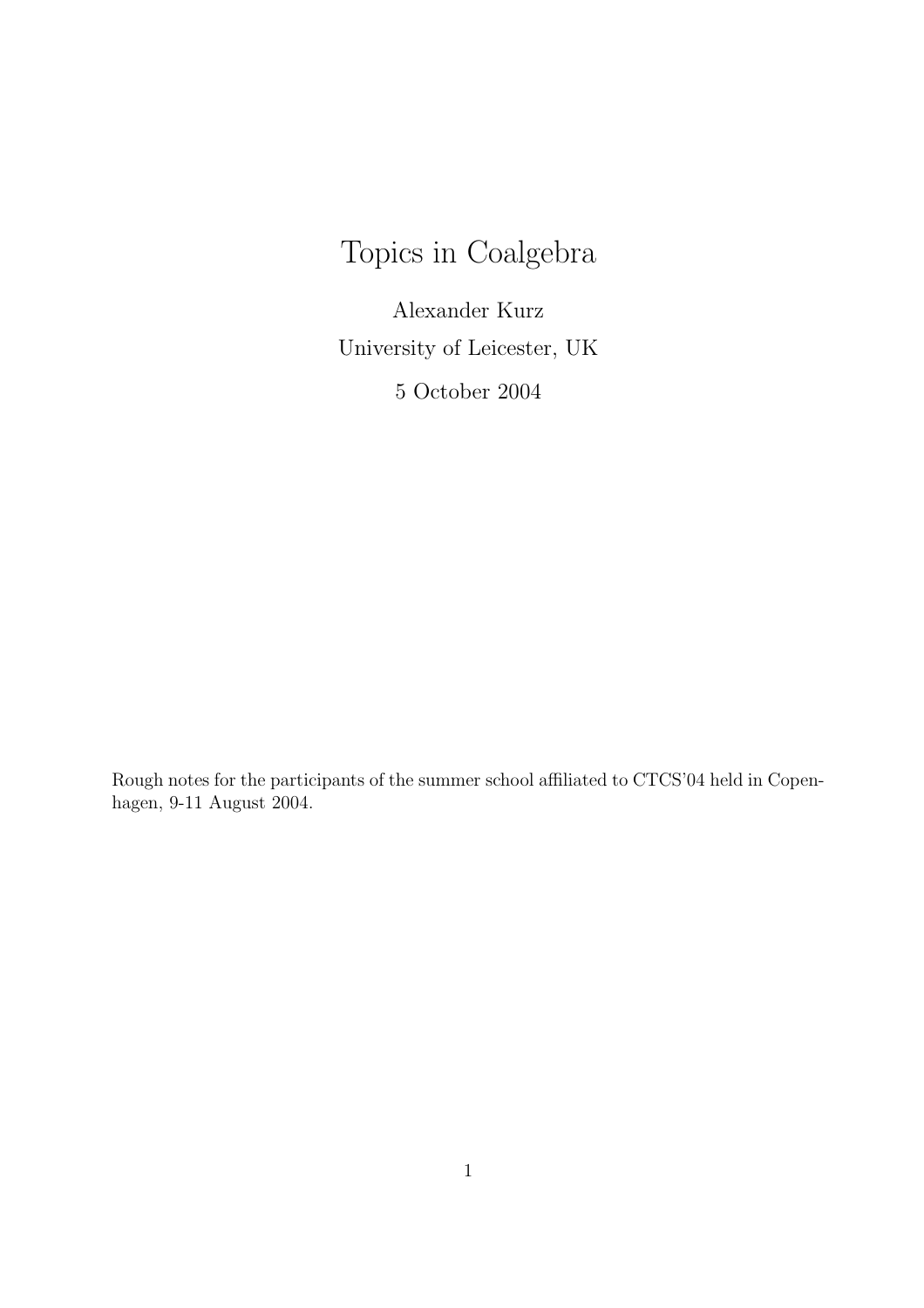# Topics in Coalgebra

Alexander Kurz

University of Leicester, UK

5 October 2004

Rough notes for the participants of the summer school affiliated to CTCS'04 held in Copenhagen, 9-11 August 2004.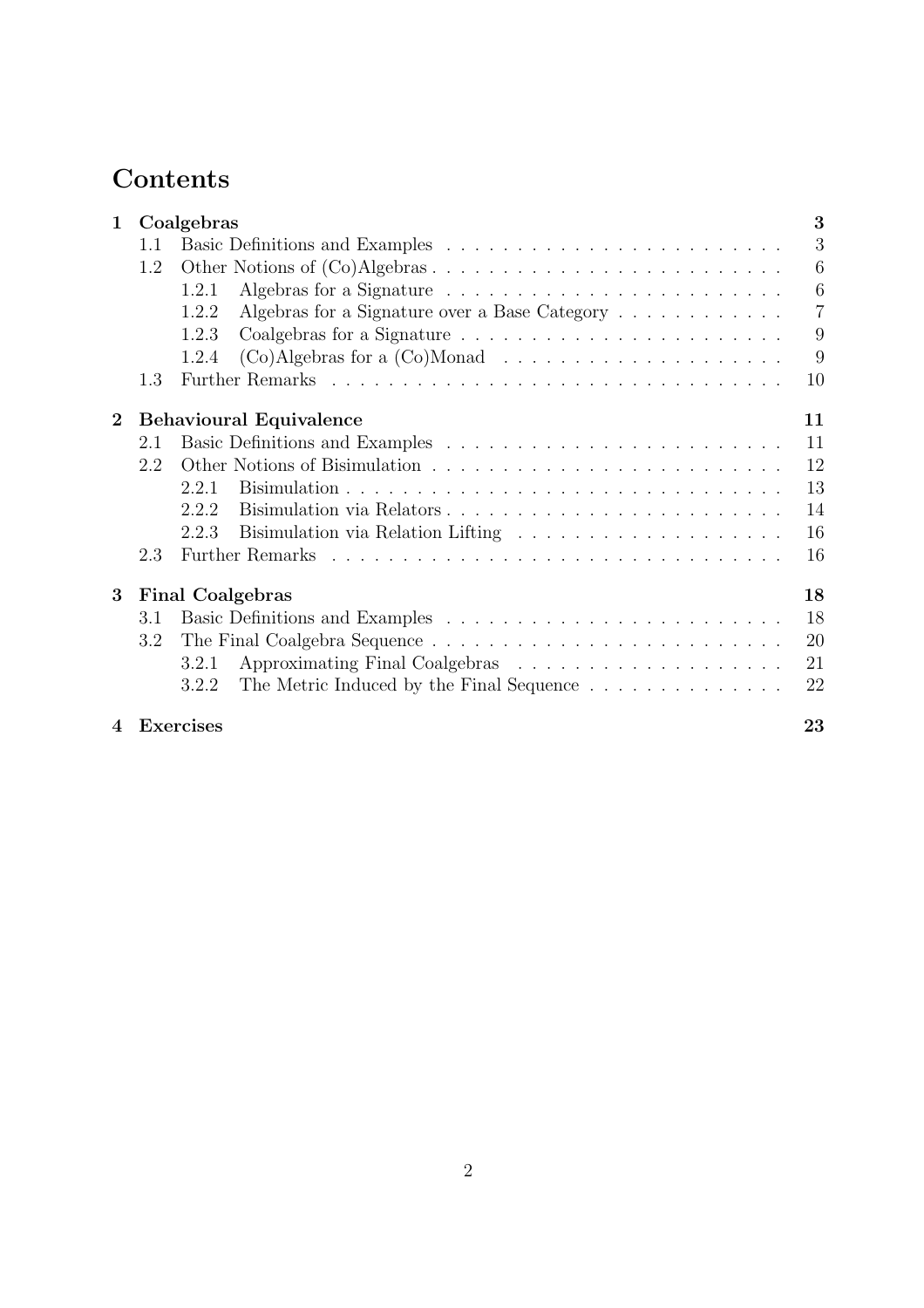# Contents

- **1 Coalgebras** — **3**
  - 1.1 Basic Definitions and Examples — 3
  - 1.2 Other Notions of (Co)Algebras — 6
    - 1.2.1 Algebras for a Signature — 6
    - 1.2.2 Algebras for a Signature over a Base Category — 7
    - 1.2.3 Coalgebras for a Signature — 9
    - 1.2.4 (Co)Algebras for a (Co)Monad — 9
  - 1.3 Further Remarks — 10
- **2 Behavioural Equivalence** — **11**
  - 2.1 Basic Definitions and Examples — 11
  - 2.2 Other Notions of Bisimulation — 12
    - 2.2.1 Bisimulation — 13
    - 2.2.2 Bisimulation via Relators — 14
    - 2.2.3 Bisimulation via Relation Lifting — 16
  - 2.3 Further Remarks — 16
- **3 Final Coalgebras** — **18**
  - 3.1 Basic Definitions and Examples — 18
  - 3.2 The Final Coalgebra Sequence — 20
    - 3.2.1 Approximating Final Coalgebras — 21
    - 3.2.2 The Metric Induced by the Final Sequence — 22
- **4 Exercises** — **23**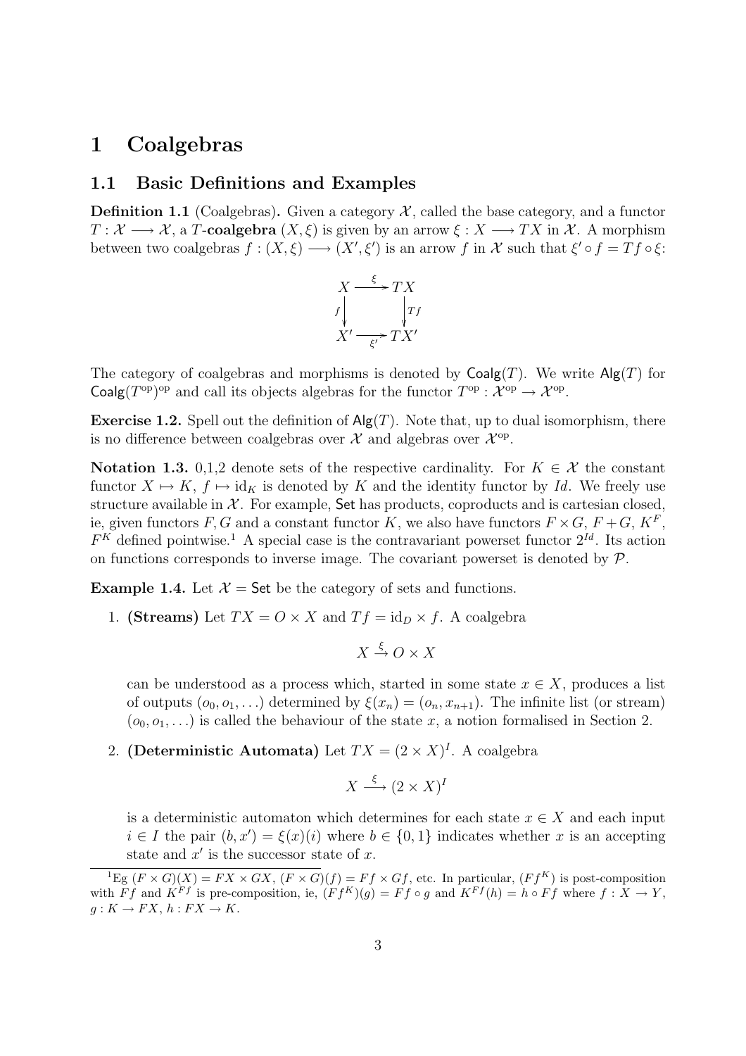// Coalgebras chapter intro: definitions, notation, and examples over Set.
# 1 Coalgebras

## 1.1 Basic Definitions and Examples

**Definition 1.1** (Coalgebras)**.** Given a category $\mathcal{X}$, called the base category, and a functor $T : \mathcal{X} \longrightarrow \mathcal{X}$, a $T$-**coalgebra** $(X, \xi)$ is given by an arrow $\xi : X \longrightarrow TX$ in $\mathcal{X}$. A morphism between two coalgebras $f : (X, \xi) \longrightarrow (X', \xi')$ is an arrow $f$ in $\mathcal{X}$ such that $\xi' \circ f = Tf \circ \xi$:

$$\begin{array}{ccc} X & \xrightarrow{\ \xi\ } & TX \\ {\scriptstyle f}\downarrow & & \downarrow{\scriptstyle Tf} \\ X' & \xrightarrow[\ \xi'\ ]{} & TX' \end{array}$$

The category of coalgebras and morphisms is denoted by $\mathsf{Coalg}(T)$. We write $\mathsf{Alg}(T)$ for $\mathsf{Coalg}(T^{\mathrm{op}})^{\mathrm{op}}$ and call its objects algebras for the functor $T^{\mathrm{op}} : \mathcal{X}^{\mathrm{op}} \to \mathcal{X}^{\mathrm{op}}$.

**Exercise 1.2.** Spell out the definition of $\mathsf{Alg}(T)$. Note that, up to dual isomorphism, there is no difference between coalgebras over $\mathcal{X}$ and algebras over $\mathcal{X}^{\mathrm{op}}$.

**Notation 1.3.** 0,1,2 denote sets of the respective cardinality. For $K \in \mathcal{X}$ the constant functor $X \mapsto K$, $f \mapsto \mathrm{id}_K$ is denoted by $K$ and the identity functor by $Id$. We freely use structure available in $\mathcal{X}$. For example, $\mathsf{Set}$ has products, coproducts and is cartesian closed, ie, given functors $F, G$ and a constant functor $K$, we also have functors $F \times G$, $F + G$, $K^F$, $F^K$ defined pointwise.[1] A special case is the contravariant powerset functor $2^{Id}$. Its action on functions corresponds to inverse image. The covariant powerset is denoted by $\mathcal{P}$.

**Example 1.4.** Let $\mathcal{X} = \mathsf{Set}$ be the category of sets and functions.

1. **(Streams)** Let $TX = O \times X$ and $Tf = \mathrm{id}_D \times f$. A coalgebra

$$X \xrightarrow{\xi} O \times X$$

can be understood as a process which, started in some state $x \in X$, produces a list of outputs $(o_0, o_1, \ldots)$ determined by $\xi(x_n) = (o_n, x_{n+1})$. The infinite list (or stream) $(o_0, o_1, \ldots)$ is called the behaviour of the state $x$, a notion formalised in Section 2.

2. **(Deterministic Automata)** Let $TX = (2 \times X)^I$. A coalgebra

$$X \xrightarrow{\ \xi\ } (2 \times X)^I$$

is a deterministic automaton which determines for each state $x \in X$ and each input $i \in I$ the pair $(b, x') = \xi(x)(i)$ where $b \in \{0, 1\}$ indicates whether $x$ is an accepting state and $x'$ is the successor state of $x$.

---

[1] Eg $(F \times G)(X) = FX \times GX$, $(F \times G)(f) = Ff \times Gf$, etc. In particular, $(Ff^K)$ is post-composition with $Ff$ and $K^{Ff}$ is pre-composition, ie, $(Ff^K)(g) = Ff \circ g$ and $K^{Ff}(h) = h \circ Ff$ where $f : X \to Y$, $g : K \to FX$, $h : FX \to K$.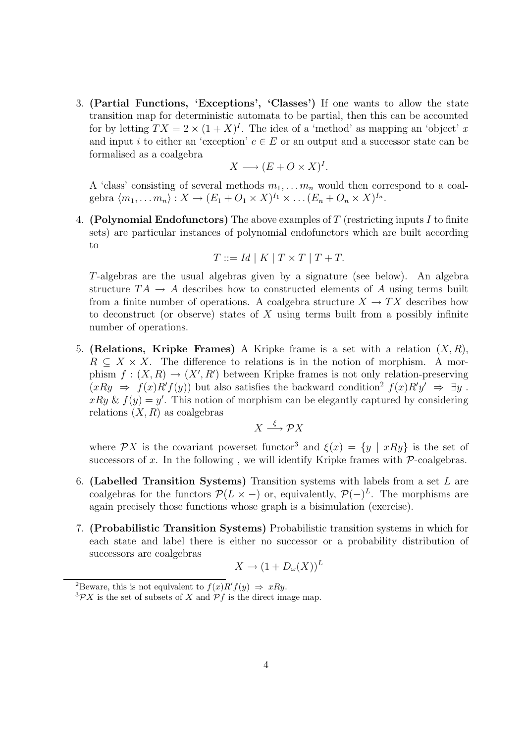3. **(Partial Functions, 'Exceptions', 'Classes')** If one wants to allow the state transition map for deterministic automata to be partial, then this can be accounted for by letting $TX = 2 \times (1 + X)^I$. The idea of a 'method' as mapping an 'object' $x$ and input $i$ to either an 'exception' $e \in E$ or an output and a successor state can be formalised as a coalgebra

$$X \longrightarrow (E + O \times X)^I.$$

A 'class' consisting of several methods $m_1, \dots m_n$ would then correspond to a coalgebra $\langle m_1, \dots m_n \rangle : X \to (E_1 + O_1 \times X)^{I_1} \times \dots (E_n + O_n \times X)^{I_n}$.

4. **(Polynomial Endofunctors)** The above examples of $T$ (restricting inputs $I$ to finite sets) are particular instances of polynomial endofunctors which are built according to

$$T ::= Id \mid K \mid T \times T \mid T + T.$$

$T$-algebras are the usual algebras given by a signature (see below). An algebra structure $TA \to A$ describes how to constructed elements of $A$ using terms built from a finite number of operations. A coalgebra structure $X \to TX$ describes how to deconstruct (or observe) states of $X$ using terms built from a possibly infinite number of operations.

5. **(Relations, Kripke Frames)** A Kripke frame is a set with a relation $(X, R)$, $R \subseteq X \times X$. The difference to relations is in the notion of morphism. A morphism $f : (X, R) \to (X', R')$ between Kripke frames is not only relation-preserving $(xRy \ \Rightarrow \ f(x)R'f(y))$ but also satisfies the backward condition[2] $f(x)R'y' \ \Rightarrow \ \exists y \ . \ xRy \ \& \ f(y) = y'$. This notion of morphism can be elegantly captured by considering relations $(X, R)$ as coalgebras

$$X \xrightarrow{\xi} \mathcal{P}X$$

where $\mathcal{P}X$ is the covariant powerset functor[3] and $\xi(x) = \{y \mid xRy\}$ is the set of successors of $x$. In the following , we will identify Kripke frames with $\mathcal{P}$-coalgebras.

6. **(Labelled Transition Systems)** Transition systems with labels from a set $L$ are coalgebras for the functors $\mathcal{P}(L \times -)$ or, equivalently, $\mathcal{P}(-)^L$. The morphisms are again precisely those functions whose graph is a bisimulation (exercise).

7. **(Probabilistic Transition Systems)** Probabilistic transition systems in which for each state and label there is either no successor or a probability distribution of successors are coalgebras

$$X \to (1 + D_\omega(X))^L$$

---

[2] Beware, this is not equivalent to $f(x)R'f(y) \ \Rightarrow \ xRy$.

[3] $\mathcal{P}X$ is the set of subsets of $X$ and $\mathcal{P}f$ is the direct image map.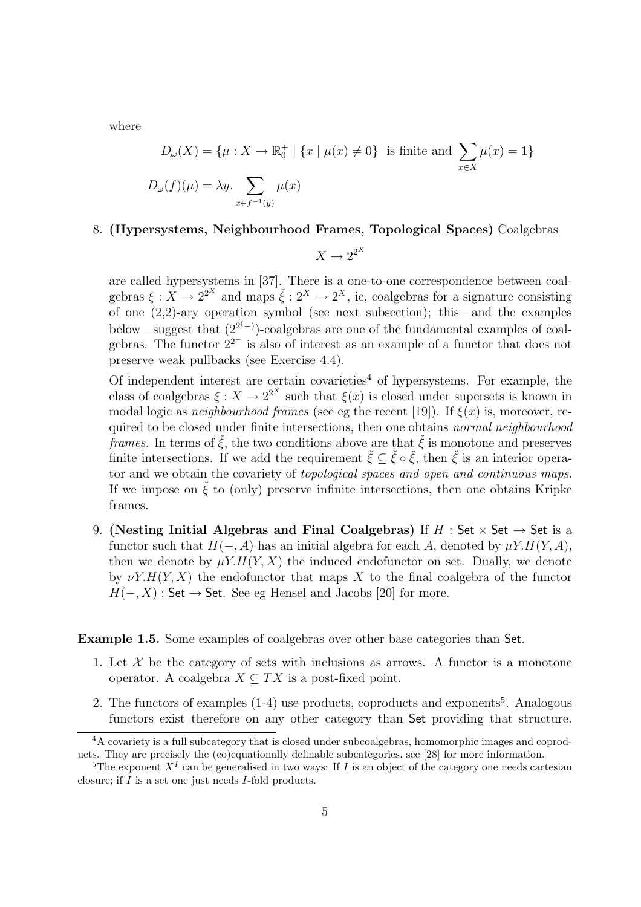where

$$D_\omega(X) = \{\mu : X \to \mathbb{R}_0^+ \mid \{x \mid \mu(x) \neq 0\} \text{ is finite and } \sum_{x \in X} \mu(x) = 1\}$$

$$D_\omega(f)(\mu) = \lambda y. \sum_{x \in f^{-1}(y)} \mu(x)$$

8. **(Hypersystems, Neighbourhood Frames, Topological Spaces)** Coalgebras

$$X \to 2^{2^X}$$

are called hypersystems in [37]. There is a one-to-one correspondence between coalgebras $\xi : X \to 2^{2^X}$ and maps $\check{\xi} : 2^X \to 2^X$, ie, coalgebras for a signature consisting of one (2,2)-ary operation symbol (see next subsection); this—and the examples below—suggest that $(2^{2^{(-)}})$-coalgebras are one of the fundamental examples of coalgebras. The functor $2^{2^-}$ is also of interest as an example of a functor that does not preserve weak pullbacks (see Exercise 4.4).

   Of independent interest are certain covarieties[4] of hypersystems. For example, the class of coalgebras $\xi : X \to 2^{2^X}$ such that $\xi(x)$ is closed under supersets is known in modal logic as *neighbourhood frames* (see eg the recent [19]). If $\xi(x)$ is, moreover, required to be closed under finite intersections, then one obtains *normal neighbourhood frames*. In terms of $\check{\xi}$, the two conditions above are that $\check{\xi}$ is monotone and preserves finite intersections. If we add the requirement $\check{\xi} \subseteq \check{\xi} \circ \check{\xi}$, then $\check{\xi}$ is an interior operator and we obtain the covariety of *topological spaces and open and continuous maps*. If we impose on $\check{\xi}$ to (only) preserve infinite intersections, then one obtains Kripke frames.

9. **(Nesting Initial Algebras and Final Coalgebras)** If $H : \mathsf{Set} \times \mathsf{Set} \to \mathsf{Set}$ is a functor such that $H(-, A)$ has an initial algebra for each $A$, denoted by $\mu Y.H(Y, A)$, then we denote by $\mu Y.H(Y, X)$ the induced endofunctor on set. Dually, we denote by $\nu Y.H(Y, X)$ the endofunctor that maps $X$ to the final coalgebra of the functor $H(-, X) : \mathsf{Set} \to \mathsf{Set}$. See eg Hensel and Jacobs [20] for more.

**Example 1.5.** Some examples of coalgebras over other base categories than $\mathsf{Set}$.

1. Let $\mathcal{X}$ be the category of sets with inclusions as arrows. A functor is a monotone operator. A coalgebra $X \subseteq TX$ is a post-fixed point.

2. The functors of examples (1-4) use products, coproducts and exponents[5]. Analogous functors exist therefore on any other category than $\mathsf{Set}$ providing that structure.

---

[4] A covariety is a full subcategory that is closed under subcoalgebras, homomorphic images and coproducts. They are precisely the (co)equationally definable subcategories, see [28] for more information.

[5] The exponent $X^I$ can be generalised in two ways: If $I$ is an object of the category one needs cartesian closure; if $I$ is a set one just needs $I$-fold products.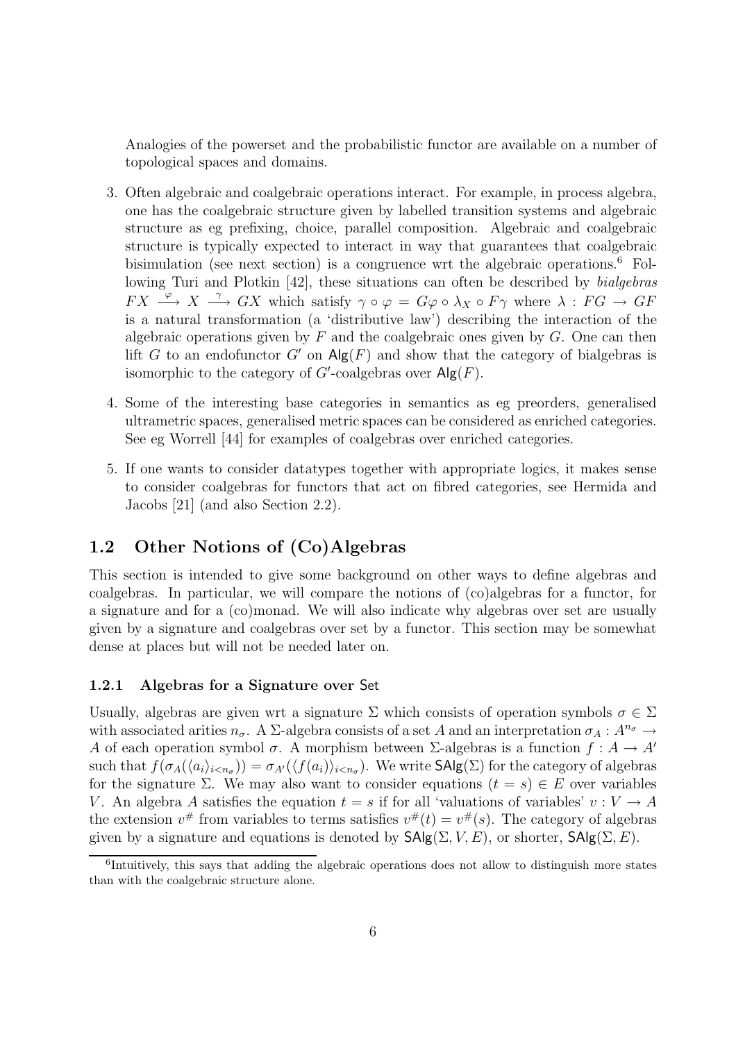Analogies of the powerset and the probabilistic functor are available on a number of topological spaces and domains.

3. Often algebraic and coalgebraic operations interact. For example, in process algebra, one has the coalgebraic structure given by labelled transition systems and algebraic structure as eg prefixing, choice, parallel composition. Algebraic and coalgebraic structure is typically expected to interact in way that guarantees that coalgebraic bisimulation (see next section) is a congruence wrt the algebraic operations.[6] Following Turi and Plotkin [42], these situations can often be described by *bialgebras* $FX \xrightarrow{\varphi} X \xrightarrow{\gamma} GX$ which satisfy $\gamma \circ \varphi = G\varphi \circ \lambda_X \circ F\gamma$ where $\lambda : FG \to GF$ is a natural transformation (a 'distributive law') describing the interaction of the algebraic operations given by $F$ and the coalgebraic ones given by $G$. One can then lift $G$ to an endofunctor $G'$ on $\mathsf{Alg}(F)$ and show that the category of bialgebras is isomorphic to the category of $G'$-coalgebras over $\mathsf{Alg}(F)$.

4. Some of the interesting base categories in semantics as eg preorders, generalised ultrametric spaces, generalised metric spaces can be considered as enriched categories. See eg Worrell [44] for examples of coalgebras over enriched categories.

5. If one wants to consider datatypes together with appropriate logics, it makes sense to consider coalgebras for functors that act on fibred categories, see Hermida and Jacobs [21] (and also Section 2.2).

## 1.2 Other Notions of (Co)Algebras

This section is intended to give some background on other ways to define algebras and coalgebras. In particular, we will compare the notions of (co)algebras for a functor, for a signature and for a (co)monad. We will also indicate why algebras over set are usually given by a signature and coalgebras over set by a functor. This section may be somewhat dense at places but will not be needed later on.

### 1.2.1 Algebras for a Signature over Set

Usually, algebras are given wrt a signature $\Sigma$ which consists of operation symbols $\sigma \in \Sigma$ with associated arities $n_\sigma$. A $\Sigma$-algebra consists of a set $A$ and an interpretation $\sigma_A : A^{n_\sigma} \to A$ of each operation symbol $\sigma$. A morphism between $\Sigma$-algebras is a function $f : A \to A'$ such that $f(\sigma_A(\langle a_i \rangle_{i<n_\sigma})) = \sigma_{A'}(\langle f(a_i) \rangle_{i<n_\sigma})$. We write $\mathsf{SAlg}(\Sigma)$ for the category of algebras for the signature $\Sigma$. We may also want to consider equations $(t = s) \in E$ over variables $V$. An algebra $A$ satisfies the equation $t = s$ if for all 'valuations of variables' $v : V \to A$ the extension $v^\#$ from variables to terms satisfies $v^\#(t) = v^\#(s)$. The category of algebras given by a signature and equations is denoted by $\mathsf{SAlg}(\Sigma, V, E)$, or shorter, $\mathsf{SAlg}(\Sigma, E)$.

[6] Intuitively, this says that adding the algebraic operations does not allow to distinguish more states than with the coalgebraic structure alone.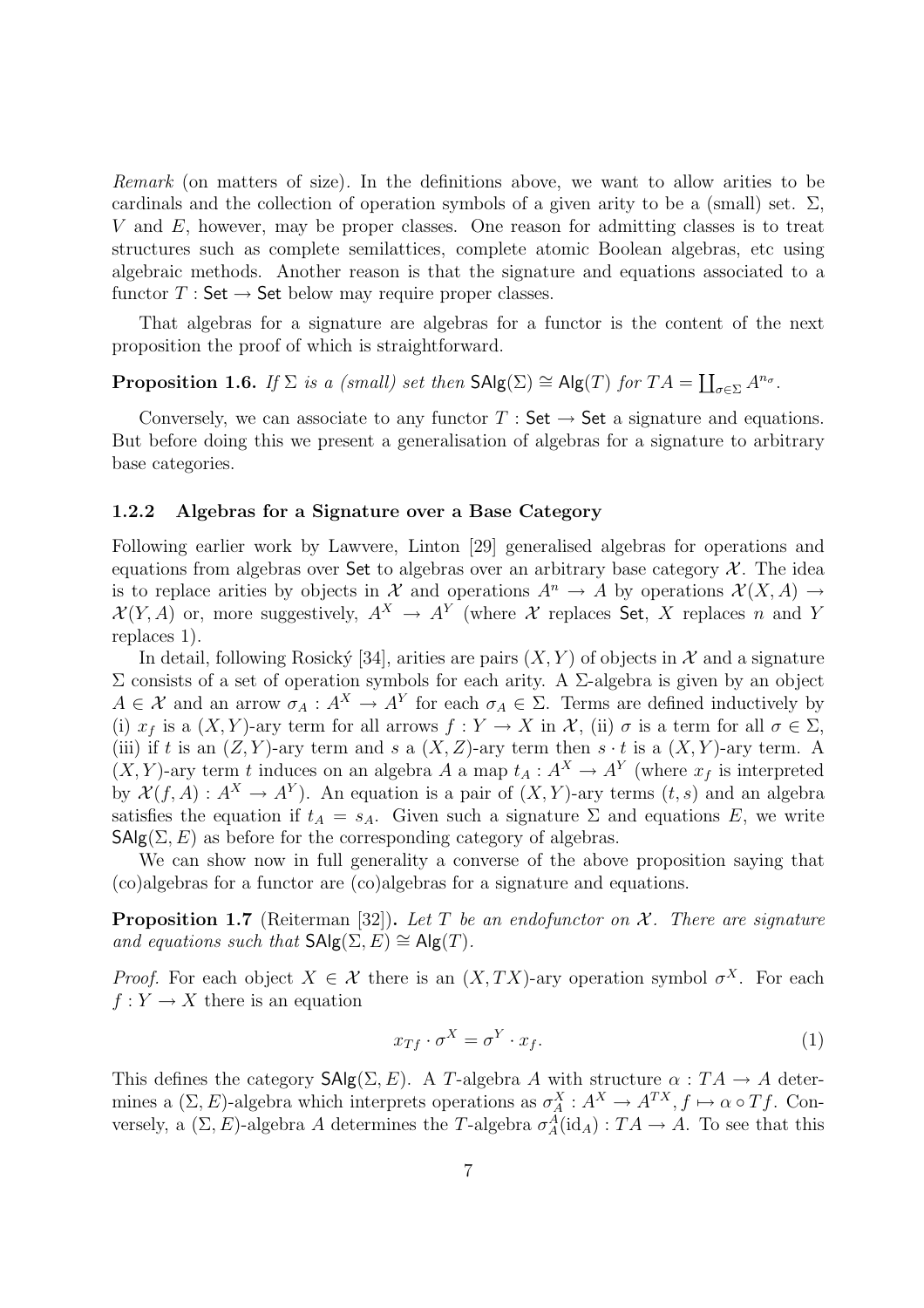*Remark* (on matters of size). In the definitions above, we want to allow arities to be cardinals and the collection of operation symbols of a given arity to be a (small) set. $\Sigma$, $V$ and $E$, however, may be proper classes. One reason for admitting classes is to treat structures such as complete semilattices, complete atomic Boolean algebras, etc using algebraic methods. Another reason is that the signature and equations associated to a functor $T : \mathsf{Set} \to \mathsf{Set}$ below may require proper classes.

That algebras for a signature are algebras for a functor is the content of the next proposition the proof of which is straightforward.

**Proposition 1.6.** *If $\Sigma$ is a (small) set then $\mathsf{SAlg}(\Sigma) \cong \mathsf{Alg}(T)$ for $TA = \coprod_{\sigma\in\Sigma} A^{n_\sigma}$.*

Conversely, we can associate to any functor $T : \mathsf{Set} \to \mathsf{Set}$ a signature and equations. But before doing this we present a generalisation of algebras for a signature to arbitrary base categories.

### 1.2.2 Algebras for a Signature over a Base Category

Following earlier work by Lawvere, Linton [29] generalised algebras for operations and equations from algebras over $\mathsf{Set}$ to algebras over an arbitrary base category $\mathcal{X}$. The idea is to replace arities by objects in $\mathcal{X}$ and operations $A^n \to A$ by operations $\mathcal{X}(X, A) \to \mathcal{X}(Y, A)$ or, more suggestively, $A^X \to A^Y$ (where $\mathcal{X}$ replaces $\mathsf{Set}$, $X$ replaces $n$ and $Y$ replaces 1).

In detail, following Rosický [34], arities are pairs $(X, Y)$ of objects in $\mathcal{X}$ and a signature $\Sigma$ consists of a set of operation symbols for each arity. A $\Sigma$-algebra is given by an object $A \in \mathcal{X}$ and an arrow $\sigma_A : A^X \to A^Y$ for each $\sigma_A \in \Sigma$. Terms are defined inductively by (i) $x_f$ is a $(X, Y)$-ary term for all arrows $f : Y \to X$ in $\mathcal{X}$, (ii) $\sigma$ is a term for all $\sigma \in \Sigma$, (iii) if $t$ is an $(Z, Y)$-ary term and $s$ a $(X, Z)$-ary term then $s \cdot t$ is a $(X, Y)$-ary term. A $(X, Y)$-ary term $t$ induces on an algebra $A$ a map $t_A : A^X \to A^Y$ (where $x_f$ is interpreted by $\mathcal{X}(f, A) : A^X \to A^Y$). An equation is a pair of $(X, Y)$-ary terms $(t, s)$ and an algebra satisfies the equation if $t_A = s_A$. Given such a signature $\Sigma$ and equations $E$, we write $\mathsf{SAlg}(\Sigma, E)$ as before for the corresponding category of algebras.

We can show now in full generality a converse of the above proposition saying that (co)algebras for a functor are (co)algebras for a signature and equations.

**Proposition 1.7** (Reiterman [32])**.** *Let $T$ be an endofunctor on $\mathcal{X}$. There are signature and equations such that $\mathsf{SAlg}(\Sigma, E) \cong \mathsf{Alg}(T)$.*

*Proof.* For each object $X \in \mathcal{X}$ there is an $(X, TX)$-ary operation symbol $\sigma^X$. For each $f : Y \to X$ there is an equation

$$x_{Tf} \cdot \sigma^X = \sigma^Y \cdot x_f. \tag{1}$$

This defines the category $\mathsf{SAlg}(\Sigma, E)$. A $T$-algebra $A$ with structure $\alpha : TA \to A$ determines a $(\Sigma, E)$-algebra which interprets operations as $\sigma^X_A : A^X \to A^{TX}, f \mapsto \alpha \circ Tf$. Conversely, a $(\Sigma, E)$-algebra $A$ determines the $T$-algebra $\sigma^A_A(\mathrm{id}_A) : TA \to A$. To see that this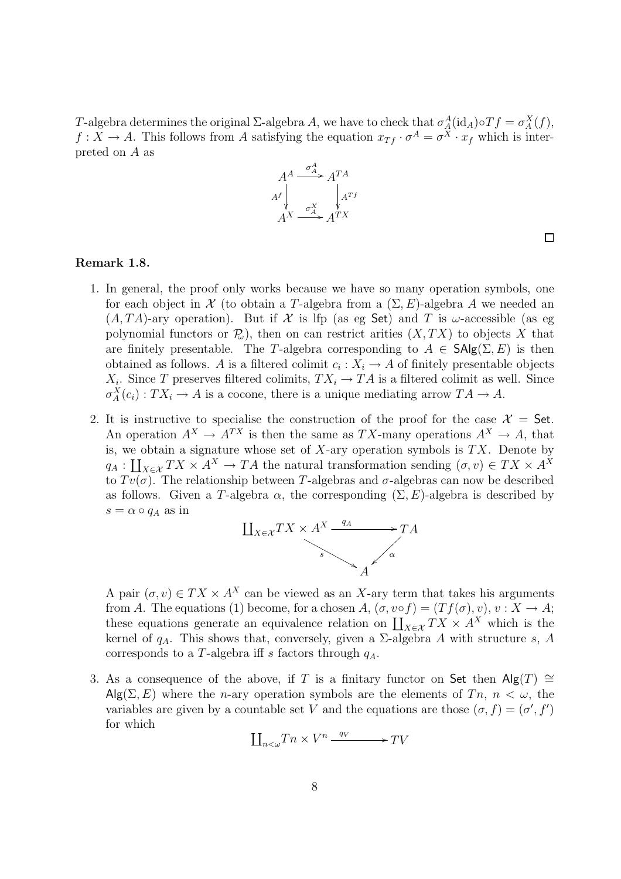$T$-algebra determines the original $\Sigma$-algebra $A$, we have to check that $\sigma_A^A(\mathrm{id}_A)\circ Tf = \sigma_A^X(f)$, $f : X \to A$. This follows from $A$ satisfying the equation $x_{Tf} \cdot \sigma^A = \sigma^X \cdot x_f$ which is interpreted on $A$ as

$$\begin{array}{ccc} A^A & \xrightarrow{\sigma_A^A} & A^{TA} \\ {\scriptstyle A^f}\downarrow & & \downarrow{\scriptstyle A^{Tf}} \\ A^X & \xrightarrow{\sigma_A^X} & A^{TX} \end{array}$$

□

**Remark 1.8.**

1. In general, the proof only works because we have so many operation symbols, one for each object in $\mathcal{X}$ (to obtain a $T$-algebra from a $(\Sigma, E)$-algebra $A$ we needed an $(A, TA)$-ary operation). But if $\mathcal{X}$ is lfp (as eg $\mathsf{Set}$) and $T$ is $\omega$-accessible (as eg polynomial functors or $\mathcal{P}_\omega$), then on can restrict arities $(X, TX)$ to objects $X$ that are finitely presentable. The $T$-algebra corresponding to $A \in \mathsf{SAlg}(\Sigma, E)$ is then obtained as follows. $A$ is a filtered colimit $c_i : X_i \to A$ of finitely presentable objects $X_i$. Since $T$ preserves filtered colimits, $TX_i \to TA$ is a filtered colimit as well. Since $\sigma_A^X(c_i) : TX_i \to A$ is a cocone, there is a unique mediating arrow $TA \to A$.

2. It is instructive to specialise the construction of the proof for the case $\mathcal{X} = \mathsf{Set}$. An operation $A^X \to A^{TX}$ is then the same as $TX$-many operations $A^X \to A$, that is, we obtain a signature whose set of $X$-ary operation symbols is $TX$. Denote by $q_A : \coprod_{X\in\mathcal{X}} TX \times A^X \to TA$ the natural transformation sending $(\sigma, v) \in TX \times A^X$ to $Tv(\sigma)$. The relationship between $T$-algebras and $\sigma$-algebras can now be described as follows. Given a $T$-algebra $\alpha$, the corresponding $(\Sigma, E)$-algebra is described by $s = \alpha \circ q_A$ as in

$$\begin{array}{ccc} \coprod_{X\in\mathcal{X}} TX \times A^X & \xrightarrow{q_A} & TA \\ & {\scriptstyle s}\searrow \quad \swarrow{\scriptstyle \alpha} & \\ & A & \end{array}$$

A pair $(\sigma, v) \in TX \times A^X$ can be viewed as an $X$-ary term that takes his arguments from $A$. The equations (1) become, for a chosen $A$, $(\sigma, v\circ f) = (Tf(\sigma), v)$, $v : X \to A$; these equations generate an equivalence relation on $\coprod_{X\in\mathcal{X}} TX \times A^X$ which is the kernel of $q_A$. This shows that, conversely, given a $\Sigma$-algebra $A$ with structure $s$, $A$ corresponds to a $T$-algebra iff $s$ factors through $q_A$.

3. As a consequence of the above, if $T$ is a finitary functor on $\mathsf{Set}$ then $\mathsf{Alg}(T) \cong \mathsf{Alg}(\Sigma, E)$ where the $n$-ary operation symbols are the elements of $Tn$, $n < \omega$, the variables are given by a countable set $V$ and the equations are those $(\sigma, f) = (\sigma', f')$ for which

$$\coprod_{n<\omega} Tn \times V^n \xrightarrow{q_V} TV$$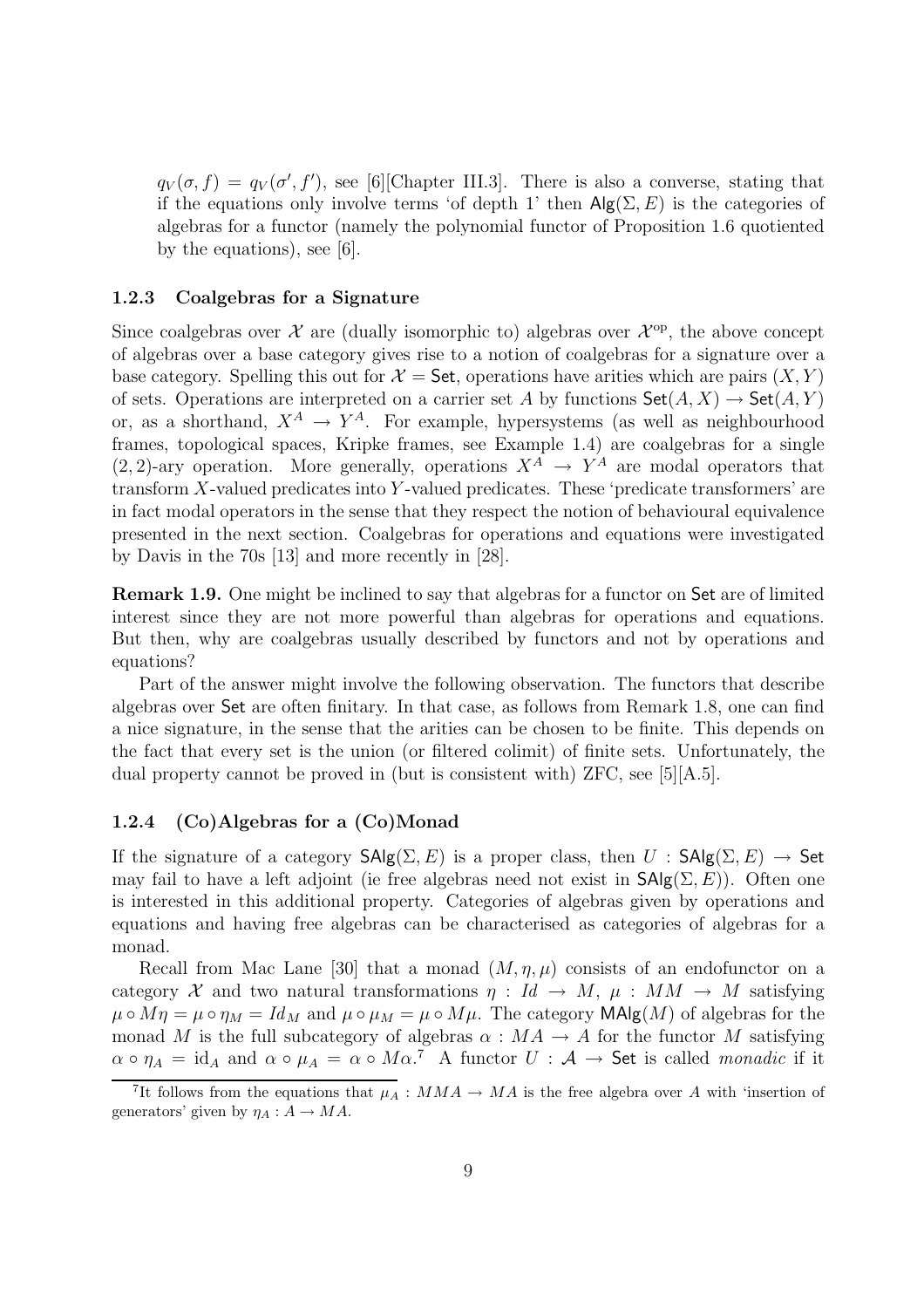$q_V(\sigma, f) = q_V(\sigma', f')$, see [6][Chapter III.3]. There is also a converse, stating that if the equations only involve terms 'of depth 1' then $\mathsf{Alg}(\Sigma, E)$ is the categories of algebras for a functor (namely the polynomial functor of Proposition 1.6 quotiented by the equations), see [6].

### 1.2.3 Coalgebras for a Signature

Since coalgebras over $\mathcal{X}$ are (dually isomorphic to) algebras over $\mathcal{X}^{\mathrm{op}}$, the above concept of algebras over a base category gives rise to a notion of coalgebras for a signature over a base category. Spelling this out for $\mathcal{X} = \mathsf{Set}$, operations have arities which are pairs $(X, Y)$ of sets. Operations are interpreted on a carrier set $A$ by functions $\mathsf{Set}(A, X) \to \mathsf{Set}(A, Y)$ or, as a shorthand, $X^A \to Y^A$. For example, hypersystems (as well as neighbourhood frames, topological spaces, Kripke frames, see Example 1.4) are coalgebras for a single $(2, 2)$-ary operation. More generally, operations $X^A \to Y^A$ are modal operators that transform $X$-valued predicates into $Y$-valued predicates. These 'predicate transformers' are in fact modal operators in the sense that they respect the notion of behavioural equivalence presented in the next section. Coalgebras for operations and equations were investigated by Davis in the 70s [13] and more recently in [28].

**Remark 1.9.** One might be inclined to say that algebras for a functor on $\mathsf{Set}$ are of limited interest since they are not more powerful than algebras for operations and equations. But then, why are coalgebras usually described by functors and not by operations and equations?

Part of the answer might involve the following observation. The functors that describe algebras over $\mathsf{Set}$ are often finitary. In that case, as follows from Remark 1.8, one can find a nice signature, in the sense that the arities can be chosen to be finite. This depends on the fact that every set is the union (or filtered colimit) of finite sets. Unfortunately, the dual property cannot be proved in (but is consistent with) ZFC, see [5][A.5].

### 1.2.4 (Co)Algebras for a (Co)Monad

If the signature of a category $\mathsf{SAlg}(\Sigma, E)$ is a proper class, then $U : \mathsf{SAlg}(\Sigma, E) \to \mathsf{Set}$ may fail to have a left adjoint (ie free algebras need not exist in $\mathsf{SAlg}(\Sigma, E)$). Often one is interested in this additional property. Categories of algebras given by operations and equations and having free algebras can be characterised as categories of algebras for a monad.

Recall from Mac Lane [30] that a monad $(M, \eta, \mu)$ consists of an endofunctor on a category $\mathcal{X}$ and two natural transformations $\eta : Id \to M$, $\mu : MM \to M$ satisfying $\mu \circ M\eta = \mu \circ \eta_M = Id_M$ and $\mu \circ \mu_M = \mu \circ M\mu$. The category $\mathsf{MAlg}(M)$ of algebras for the monad $M$ is the full subcategory of algebras $\alpha : MA \to A$ for the functor $M$ satisfying $\alpha \circ \eta_A = \mathrm{id}_A$ and $\alpha \circ \mu_A = \alpha \circ M\alpha$.[7] A functor $U : \mathcal{A} \to \mathsf{Set}$ is called *monadic* if it

[7] It follows from the equations that $\mu_A : MMA \to MA$ is the free algebra over $A$ with 'insertion of generators' given by $\eta_A : A \to MA$.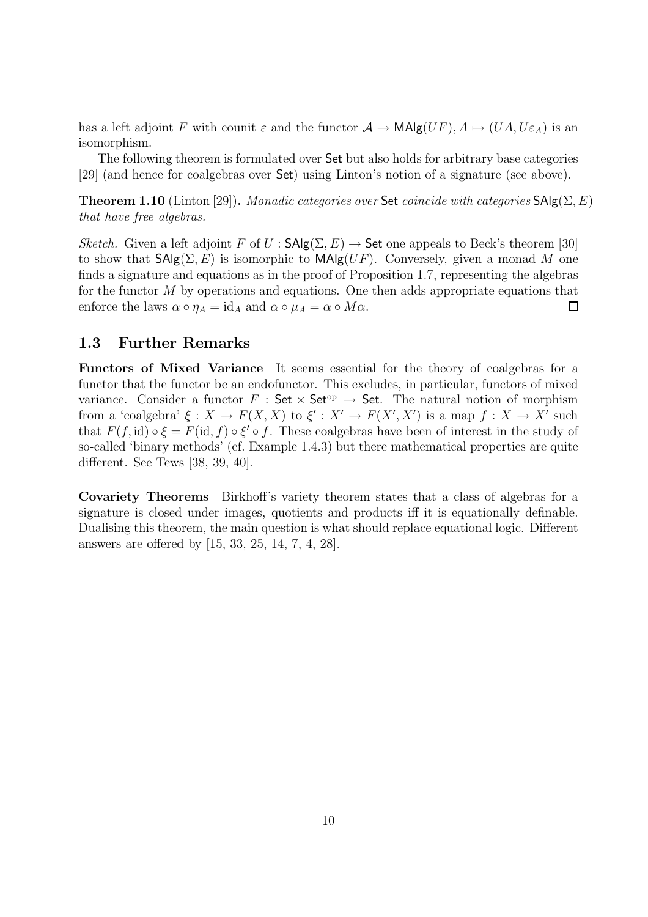has a left adjoint $F$ with counit $\varepsilon$ and the functor $\mathcal{A} \to \mathsf{MAlg}(UF), A \mapsto (UA, U\varepsilon_A)$ is an isomorphism.

The following theorem is formulated over $\mathsf{Set}$ but also holds for arbitrary base categories [29] (and hence for coalgebras over $\mathsf{Set}$) using Linton's notion of a signature (see above).

**Theorem 1.10** (Linton [29]). *Monadic categories over* $\mathsf{Set}$ *coincide with categories* $\mathsf{SAlg}(\Sigma, E)$ *that have free algebras.*

*Sketch.* Given a left adjoint $F$ of $U : \mathsf{SAlg}(\Sigma, E) \to \mathsf{Set}$ one appeals to Beck's theorem [30] to show that $\mathsf{SAlg}(\Sigma, E)$ is isomorphic to $\mathsf{MAlg}(UF)$. Conversely, given a monad $M$ one finds a signature and equations as in the proof of Proposition 1.7, representing the algebras for the functor $M$ by operations and equations. One then adds appropriate equations that enforce the laws $\alpha \circ \eta_A = \mathrm{id}_A$ and $\alpha \circ \mu_A = \alpha \circ M\alpha$. $\square$

## 1.3 Further Remarks

**Functors of Mixed Variance** It seems essential for the theory of coalgebras for a functor that the functor be an endofunctor. This excludes, in particular, functors of mixed variance. Consider a functor $F : \mathsf{Set} \times \mathsf{Set}^{\mathrm{op}} \to \mathsf{Set}$. The natural notion of morphism from a 'coalgebra' $\xi : X \to F(X, X)$ to $\xi' : X' \to F(X', X')$ is a map $f : X \to X'$ such that $F(f, \mathrm{id}) \circ \xi = F(\mathrm{id}, f) \circ \xi' \circ f$. These coalgebras have been of interest in the study of so-called 'binary methods' (cf. Example 1.4.3) but there mathematical properties are quite different. See Tews [38, 39, 40].

**Covariety Theorems** Birkhoff's variety theorem states that a class of algebras for a signature is closed under images, quotients and products iff it is equationally definable. Dualising this theorem, the main question is what should replace equational logic. Different answers are offered by [15, 33, 25, 14, 7, 4, 28].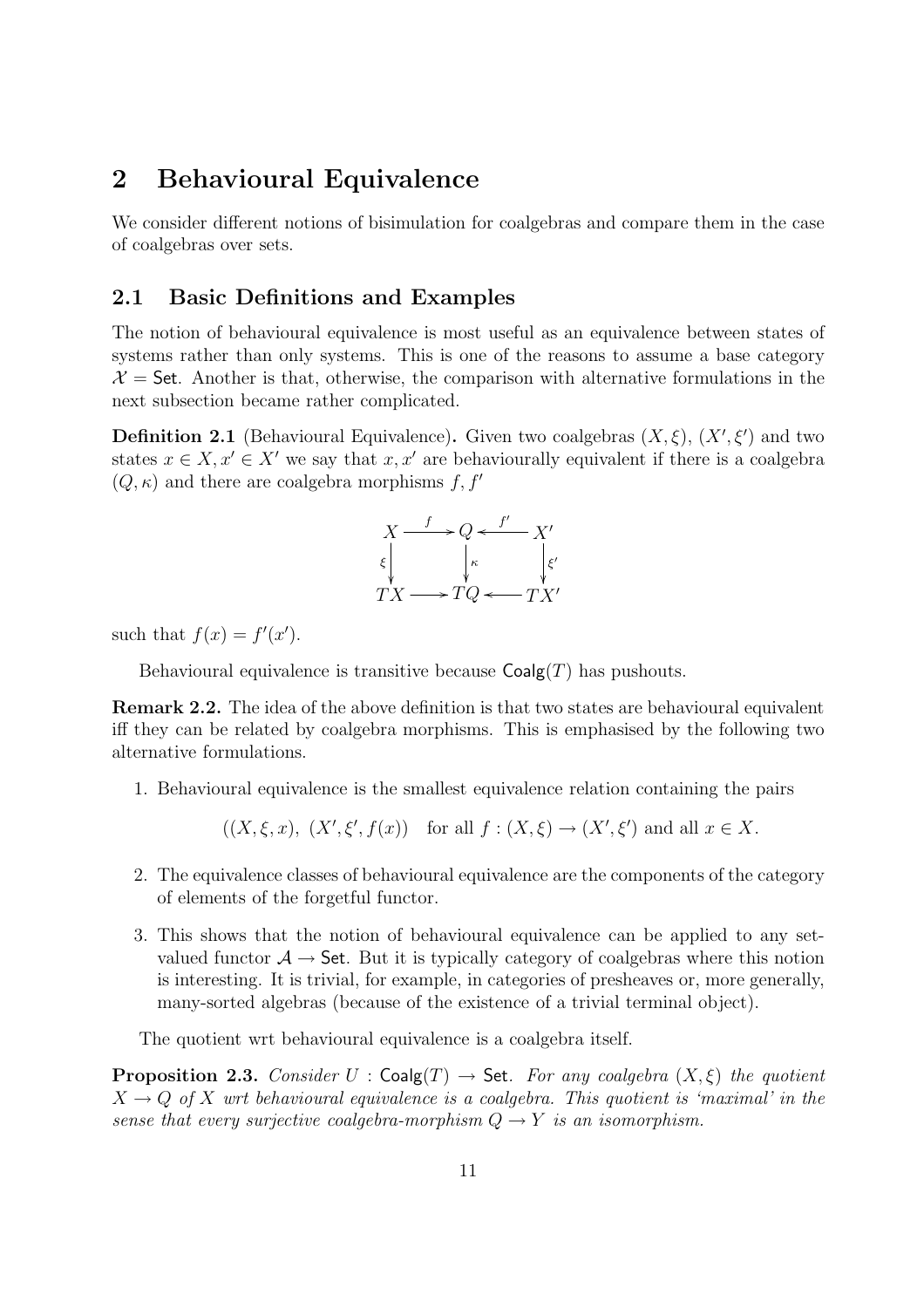## 2 Behavioural Equivalence

We consider different notions of bisimulation for coalgebras and compare them in the case of coalgebras over sets.

### 2.1 Basic Definitions and Examples

The notion of behavioural equivalence is most useful as an equivalence between states of systems rather than only systems. This is one of the reasons to assume a base category $\mathcal{X} = \mathsf{Set}$. Another is that, otherwise, the comparison with alternative formulations in the next subsection became rather complicated.

**Definition 2.1** (Behavioural Equivalence)**.** Given two coalgebras $(X, \xi)$, $(X', \xi')$ and two states $x \in X, x' \in X'$ we say that $x, x'$ are behaviourally equivalent if there is a coalgebra $(Q, \kappa)$ and there are coalgebra morphisms $f, f'$

$$
\begin{array}{ccccc}
X & \xrightarrow{f} & Q & \xleftarrow{f'} & X' \\
{\scriptstyle \xi}\downarrow & & \downarrow{\scriptstyle \kappa} & & \downarrow{\scriptstyle \xi'} \\
TX & \longrightarrow & TQ & \longleftarrow & TX'
\end{array}
$$

such that $f(x) = f'(x')$.

Behavioural equivalence is transitive because $\mathsf{Coalg}(T)$ has pushouts.

**Remark 2.2.** The idea of the above definition is that two states are behavioural equivalent iff they can be related by coalgebra morphisms. This is emphasised by the following two alternative formulations.

1. Behavioural equivalence is the smallest equivalence relation containing the pairs

   $$((X, \xi, x),\ (X', \xi', f(x)) \quad \text{for all } f : (X, \xi) \to (X', \xi') \text{ and all } x \in X.$$

2. The equivalence classes of behavioural equivalence are the components of the category of elements of the forgetful functor.

3. This shows that the notion of behavioural equivalence can be applied to any set-valued functor $\mathcal{A} \to \mathsf{Set}$. But it is typically category of coalgebras where this notion is interesting. It is trivial, for example, in categories of presheaves or, more generally, many-sorted algebras (because of the existence of a trivial terminal object).

The quotient wrt behavioural equivalence is a coalgebra itself.

**Proposition 2.3.** *Consider $U : \mathsf{Coalg}(T) \to \mathsf{Set}$. For any coalgebra $(X, \xi)$ the quotient $X \to Q$ of $X$ wrt behavioural equivalence is a coalgebra. This quotient is 'maximal' in the sense that every surjective coalgebra-morphism $Q \to Y$ is an isomorphism.*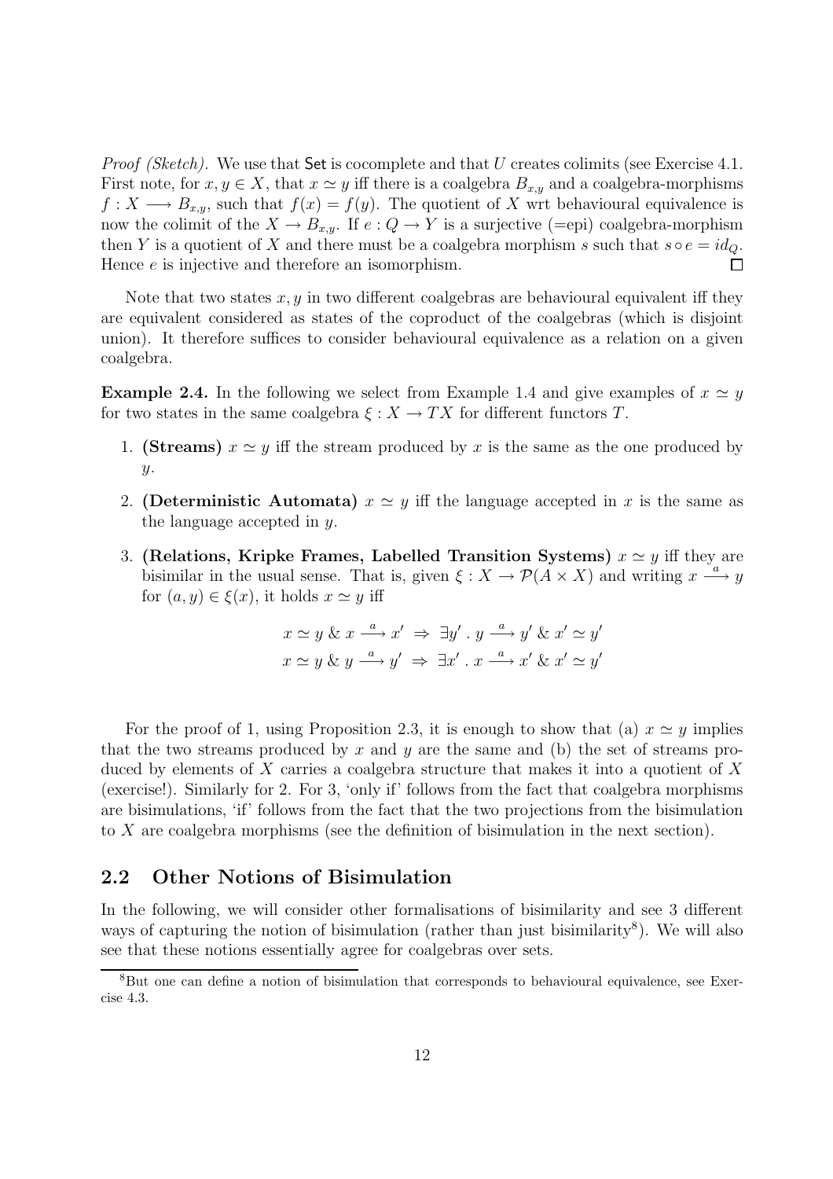*Proof (Sketch).* We use that $\mathsf{Set}$ is cocomplete and that $U$ creates colimits (see Exercise 4.1. First note, for $x, y \in X$, that $x \simeq y$ iff there is a coalgebra $B_{x,y}$ and a coalgebra-morphisms $f : X \longrightarrow B_{x,y}$, such that $f(x) = f(y)$. The quotient of $X$ wrt behavioural equivalence is now the colimit of the $X \to B_{x,y}$. If $e : Q \to Y$ is a surjective (=epi) coalgebra-morphism then $Y$ is a quotient of $X$ and there must be a coalgebra morphism $s$ such that $s \circ e = id_Q$. Hence $e$ is injective and therefore an isomorphism. □

Note that two states $x, y$ in two different coalgebras are behavioural equivalent iff they are equivalent considered as states of the coproduct of the coalgebras (which is disjoint union). It therefore suffices to consider behavioural equivalence as a relation on a given coalgebra.

**Example 2.4.** In the following we select from Example 1.4 and give examples of $x \simeq y$ for two states in the same coalgebra $\xi : X \to TX$ for different functors $T$.

1. **(Streams)** $x \simeq y$ iff the stream produced by $x$ is the same as the one produced by $y$.

2. **(Deterministic Automata)** $x \simeq y$ iff the language accepted in $x$ is the same as the language accepted in $y$.

3. **(Relations, Kripke Frames, Labelled Transition Systems)** $x \simeq y$ iff they are bisimilar in the usual sense. That is, given $\xi : X \to \mathcal{P}(A \times X)$ and writing $x \xrightarrow{a} y$ for $(a, y) \in \xi(x)$, it holds $x \simeq y$ iff

$$x \simeq y \;\&\; x \xrightarrow{a} x' \;\Rightarrow\; \exists y' \,.\, y \xrightarrow{a} y' \;\&\; x' \simeq y'$$
$$x \simeq y \;\&\; y \xrightarrow{a} y' \;\Rightarrow\; \exists x' \,.\, x \xrightarrow{a} x' \;\&\; x' \simeq y'$$

For the proof of 1, using Proposition 2.3, it is enough to show that (a) $x \simeq y$ implies that the two streams produced by $x$ and $y$ are the same and (b) the set of streams produced by elements of $X$ carries a coalgebra structure that makes it into a quotient of $X$ (exercise!). Similarly for 2. For 3, 'only if' follows from the fact that coalgebra morphisms are bisimulations, 'if' follows from the fact that the two projections from the bisimulation to $X$ are coalgebra morphisms (see the definition of bisimulation in the next section).

## 2.2 Other Notions of Bisimulation

In the following, we will consider other formalisations of bisimilarity and see 3 different ways of capturing the notion of bisimulation (rather than just bisimilarity[8]). We will also see that these notions essentially agree for coalgebras over sets.

[8] But one can define a notion of bisimulation that corresponds to behavioural equivalence, see Exercise 4.3.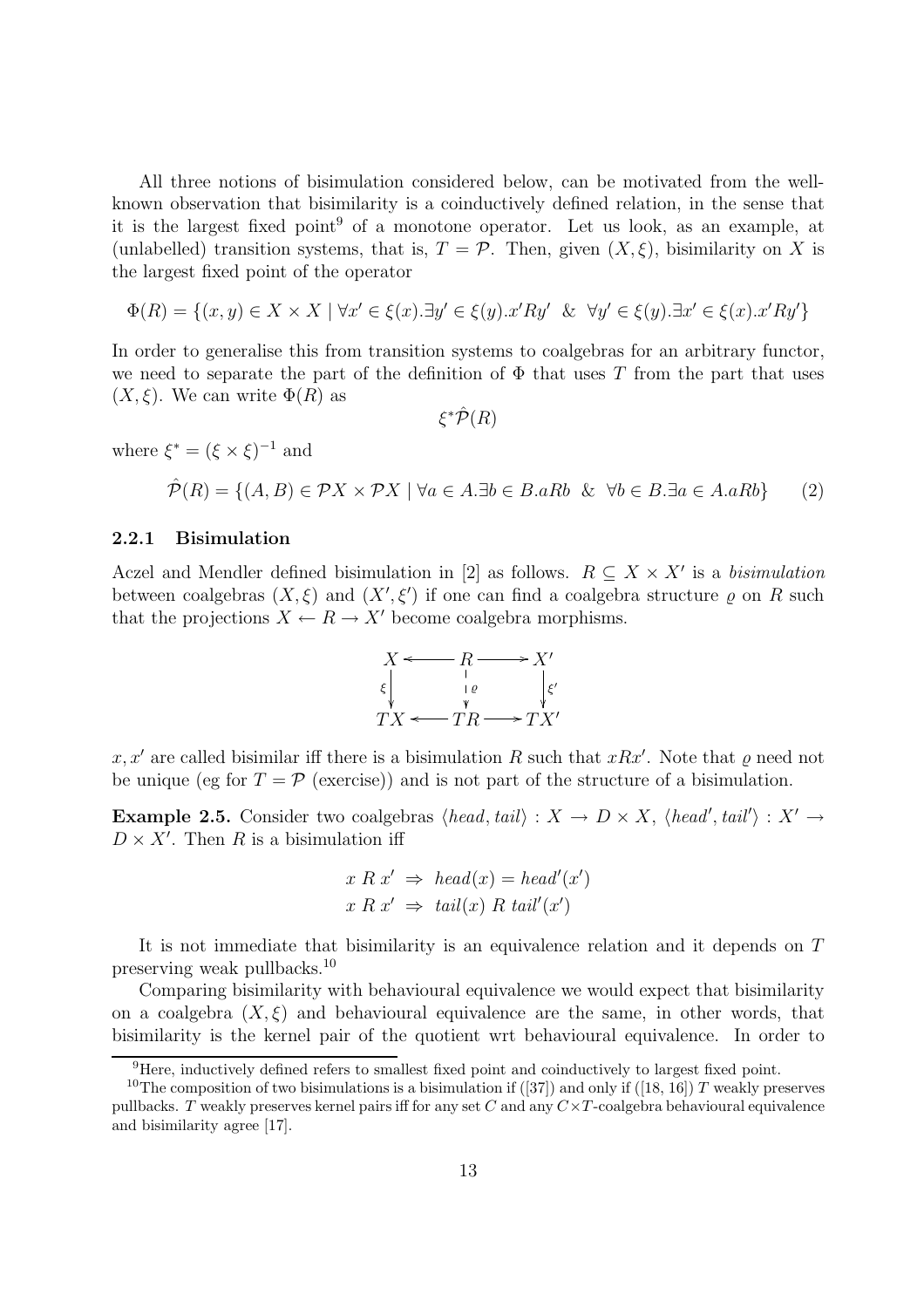All three notions of bisimulation considered below, can be motivated from the well-known observation that bisimilarity is a coinductively defined relation, in the sense that it is the largest fixed point[9] of a monotone operator. Let us look, as an example, at (unlabelled) transition systems, that is, $T = \mathcal{P}$. Then, given $(X, \xi)$, bisimilarity on $X$ is the largest fixed point of the operator

$$\Phi(R) = \{(x, y) \in X \times X \mid \forall x' \in \xi(x).\exists y' \in \xi(y).x'Ry' \;\;\&\;\; \forall y' \in \xi(y).\exists x' \in \xi(x).x'Ry'\}$$

In order to generalise this from transition systems to coalgebras for an arbitrary functor, we need to separate the part of the definition of $\Phi$ that uses $T$ from the part that uses $(X, \xi)$. We can write $\Phi(R)$ as

$$\xi^* \hat{\mathcal{P}}(R)$$

where $\xi^* = (\xi \times \xi)^{-1}$ and

$$\hat{\mathcal{P}}(R) = \{(A, B) \in \mathcal{P}X \times \mathcal{P}X \mid \forall a \in A.\exists b \in B.aRb \;\;\&\;\; \forall b \in B.\exists a \in A.aRb\} \qquad (2)$$

### 2.2.1 Bisimulation

Aczel and Mendler defined bisimulation in [2] as follows. $R \subseteq X \times X'$ is a *bisimulation* between coalgebras $(X, \xi)$ and $(X', \xi')$ if one can find a coalgebra structure $\varrho$ on $R$ such that the projections $X \leftarrow R \rightarrow X'$ become coalgebra morphisms.

$$\begin{array}{ccccc} X & \longleftarrow & R & \longrightarrow & X' \\ {\scriptstyle\xi}\downarrow & & \downarrow{\scriptstyle\varrho} & & \downarrow{\scriptstyle\xi'} \\ TX & \longleftarrow & TR & \longrightarrow & TX' \end{array}$$

$x, x'$ are called bisimilar iff there is a bisimulation $R$ such that $xRx'$. Note that $\varrho$ need not be unique (eg for $T = \mathcal{P}$ (exercise)) and is not part of the structure of a bisimulation.

**Example 2.5.** Consider two coalgebras $\langle head, tail\rangle : X \rightarrow D \times X$, $\langle head', tail'\rangle : X' \rightarrow D \times X'$. Then $R$ is a bisimulation iff

$$x \; R \; x' \;\Rightarrow\; head(x) = head'(x')$$
$$x \; R \; x' \;\Rightarrow\; tail(x) \; R \; tail'(x')$$

It is not immediate that bisimilarity is an equivalence relation and it depends on $T$ preserving weak pullbacks.[10]

Comparing bisimilarity with behavioural equivalence we would expect that bisimilarity on a coalgebra $(X, \xi)$ and behavioural equivalence are the same, in other words, that bisimilarity is the kernel pair of the quotient wrt behavioural equivalence. In order to

[9] Here, inductively defined refers to smallest fixed point and coinductively to largest fixed point.

[10] The composition of two bisimulations is a bisimulation if ([37]) and only if ([18, 16]) $T$ weakly preserves pullbacks. $T$ weakly preserves kernel pairs iff for any set $C$ and any $C\times T$-coalgebra behavioural equivalence and bisimilarity agree [17].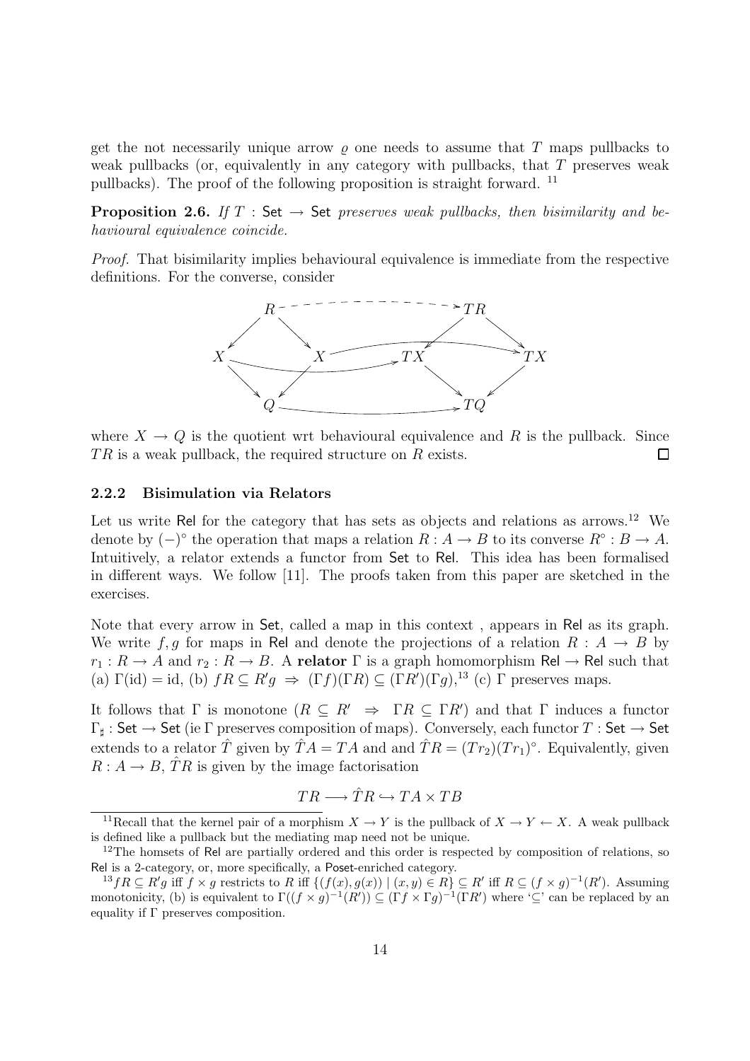get the not necessarily unique arrow $\varrho$ one needs to assume that $T$ maps pullbacks to weak pullbacks (or, equivalently in any category with pullbacks, that $T$ preserves weak pullbacks). The proof of the following proposition is straight forward. [11]

**Proposition 2.6.** *If $T : \mathsf{Set} \to \mathsf{Set}$ preserves weak pullbacks, then bisimilarity and behavioural equivalence coincide.*

*Proof.* That bisimilarity implies behavioural equivalence is immediate from the respective definitions. For the converse, consider

$$
\begin{array}{ccccccc}
 & R & & \dashrightarrow & & TR & \\
\swarrow & & \searrow & & \swarrow & & \searrow \\
X & & X & & TX & & TX \\
\searrow & & \swarrow & & \searrow & & \swarrow \\
 & Q & & \longrightarrow & & TQ &
\end{array}
$$

(with arrows $X \to TX$ and $X \to TX$ from the left and middle $X$ to the respective $TX$)

where $X \to Q$ is the quotient wrt behavioural equivalence and $R$ is the pullback. Since $TR$ is a weak pullback, the required structure on $R$ exists. $\square$

### 2.2.2 Bisimulation via Relators

Let us write $\mathsf{Rel}$ for the category that has sets as objects and relations as arrows.[12] We denote by $(-)^\circ$ the operation that maps a relation $R : A \to B$ to its converse $R^\circ : B \to A$. Intuitively, a relator extends a functor from $\mathsf{Set}$ to $\mathsf{Rel}$. This idea has been formalised in different ways. We follow [11]. The proofs taken from this paper are sketched in the exercises.

Note that every arrow in $\mathsf{Set}$, called a map in this context , appears in $\mathsf{Rel}$ as its graph. We write $f, g$ for maps in $\mathsf{Rel}$ and denote the projections of a relation $R : A \to B$ by $r_1 : R \to A$ and $r_2 : R \to B$. A **relator** $\Gamma$ is a graph homomorphism $\mathsf{Rel} \to \mathsf{Rel}$ such that (a) $\Gamma(\mathrm{id}) = \mathrm{id}$, (b) $fR \subseteq R'g \ \Rightarrow\ (\Gamma f)(\Gamma R) \subseteq (\Gamma R')(\Gamma g)$,[13] (c) $\Gamma$ preserves maps.

It follows that $\Gamma$ is monotone ($R \subseteq R' \ \Rightarrow\ \Gamma R \subseteq \Gamma R'$) and that $\Gamma$ induces a functor $\Gamma_\sharp : \mathsf{Set} \to \mathsf{Set}$ (ie $\Gamma$ preserves composition of maps). Conversely, each functor $T : \mathsf{Set} \to \mathsf{Set}$ extends to a relator $\hat{T}$ given by $\hat{T}A = TA$ and and $\hat{T}R = (Tr_2)(Tr_1)^\circ$. Equivalently, given $R : A \to B$, $\hat{T}R$ is given by the image factorisation

$$TR \longrightarrow \hat{T}R \hookrightarrow TA \times TB$$

---

[11] Recall that the kernel pair of a morphism $X \to Y$ is the pullback of $X \to Y \leftarrow X$. A weak pullback is defined like a pullback but the mediating map need not be unique.

[12] The homsets of $\mathsf{Rel}$ are partially ordered and this order is respected by composition of relations, so $\mathsf{Rel}$ is a 2-category, or, more specifically, a $\mathsf{Poset}$-enriched category.

[13] $fR \subseteq R'g$ iff $f \times g$ restricts to $R$ iff $\{(f(x), g(x)) \mid (x, y) \in R\} \subseteq R'$ iff $R \subseteq (f \times g)^{-1}(R')$. Assuming monotonicity, (b) is equivalent to $\Gamma((f \times g)^{-1}(R')) \subseteq (\Gamma f \times \Gamma g)^{-1}(\Gamma R')$ where '$\subseteq$' can be replaced by an equality if $\Gamma$ preserves composition.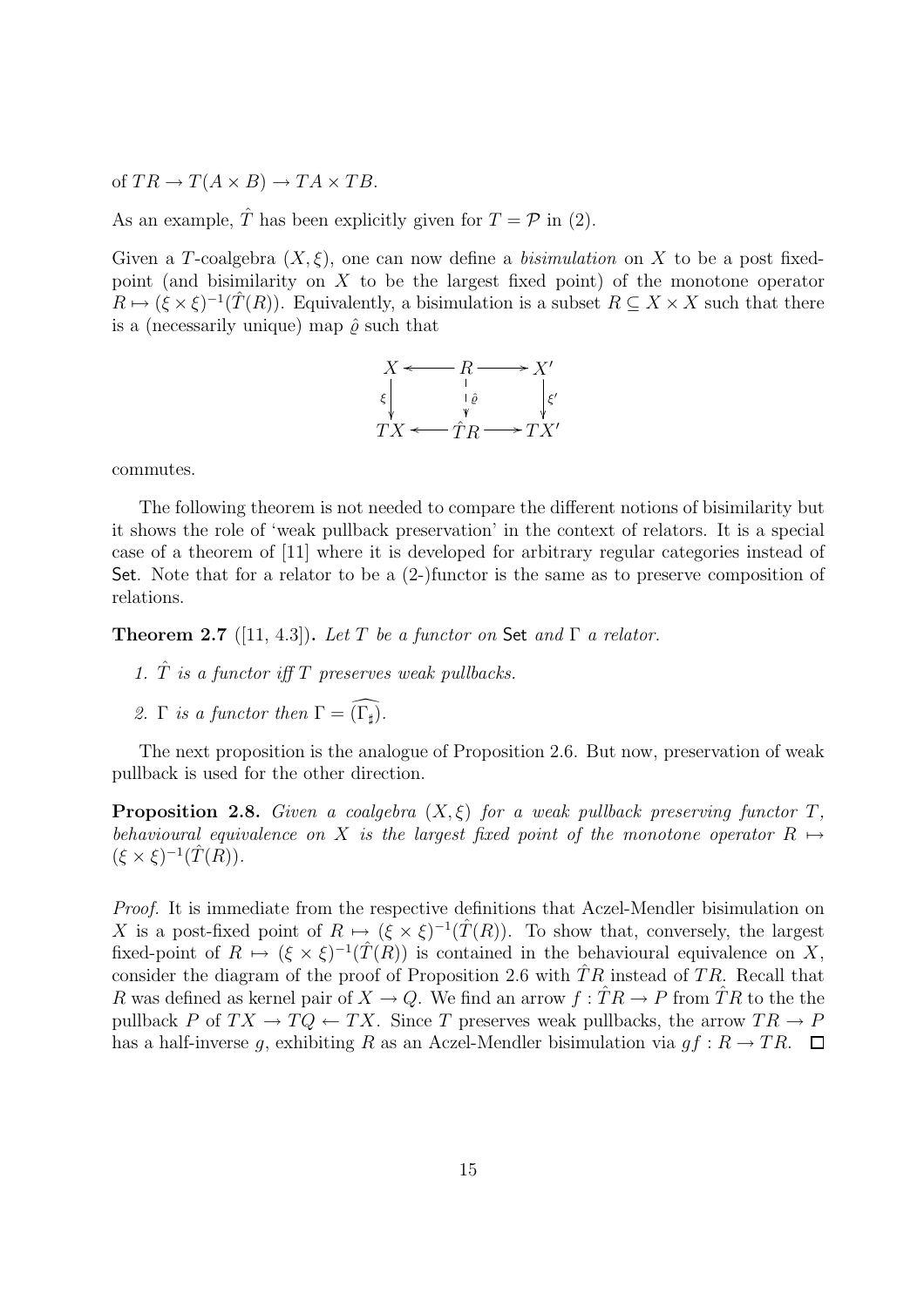of $TR \to T(A \times B) \to TA \times TB$.

As an example, $\hat{T}$ has been explicitly given for $T = \mathcal{P}$ in (2).

Given a $T$-coalgebra $(X, \xi)$, one can now define a *bisimulation* on $X$ to be a post fixed-point (and bisimilarity on $X$ to be the largest fixed point) of the monotone operator $R \mapsto (\xi \times \xi)^{-1}(\hat{T}(R))$. Equivalently, a bisimulation is a subset $R \subseteq X \times X$ such that there is a (necessarily unique) map $\hat{\varrho}$ such that

$$
\begin{array}{ccccc}
X & \longleftarrow & R & \longrightarrow & X' \\
{\scriptstyle \xi}\downarrow & & \downarrow{\scriptstyle \hat{\varrho}} & & \downarrow{\scriptstyle \xi'} \\
TX & \longleftarrow & \hat{T}R & \longrightarrow & TX'
\end{array}
$$

commutes.

The following theorem is not needed to compare the different notions of bisimilarity but it shows the role of 'weak pullback preservation' in the context of relators. It is a special case of a theorem of [11] where it is developed for arbitrary regular categories instead of $\mathsf{Set}$. Note that for a relator to be a (2-)functor is the same as to preserve composition of relations.

**Theorem 2.7** ([11, 4.3])**.** *Let $T$ be a functor on $\mathsf{Set}$ and $\Gamma$ a relator.*

1. *$\hat{T}$ is a functor iff $T$ preserves weak pullbacks.*
2. *$\Gamma$ is a functor then $\Gamma = \widehat{(\Gamma_\sharp)}$.*

The next proposition is the analogue of Proposition 2.6. But now, preservation of weak pullback is used for the other direction.

**Proposition 2.8.** *Given a coalgebra $(X, \xi)$ for a weak pullback preserving functor $T$, behavioural equivalence on $X$ is the largest fixed point of the monotone operator $R \mapsto (\xi \times \xi)^{-1}(\hat{T}(R))$.*

*Proof.* It is immediate from the respective definitions that Aczel-Mendler bisimulation on $X$ is a post-fixed point of $R \mapsto (\xi \times \xi)^{-1}(\hat{T}(R))$. To show that, conversely, the largest fixed-point of $R \mapsto (\xi \times \xi)^{-1}(\hat{T}(R))$ is contained in the behavioural equivalence on $X$, consider the diagram of the proof of Proposition 2.6 with $\hat{T}R$ instead of $TR$. Recall that $R$ was defined as kernel pair of $X \to Q$. We find an arrow $f : \hat{T}R \to P$ from $\hat{T}R$ to the the pullback $P$ of $TX \to TQ \leftarrow TX$. Since $T$ preserves weak pullbacks, the arrow $TR \to P$ has a half-inverse $g$, exhibiting $R$ as an Aczel-Mendler bisimulation via $gf : R \to TR$. $\square$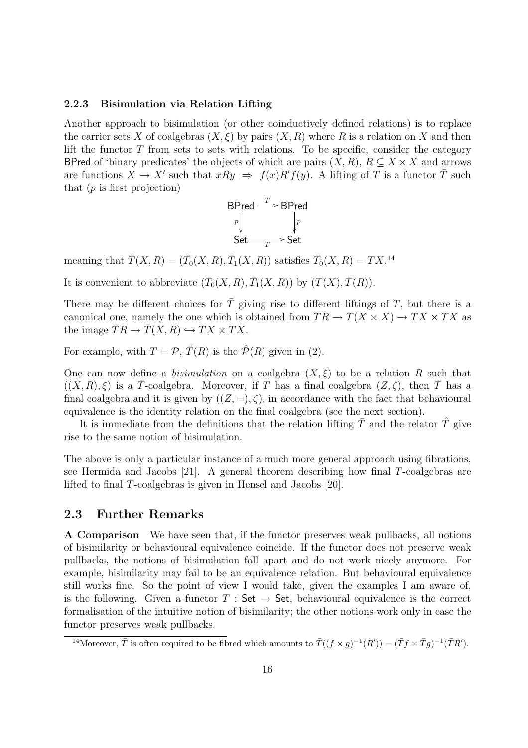### 2.2.3 Bisimulation via Relation Lifting

Another approach to bisimulation (or other coinductively defined relations) is to replace the carrier sets $X$ of coalgebras $(X, \xi)$ by pairs $(X, R)$ where $R$ is a relation on $X$ and then lift the functor $T$ from sets to sets with relations. To be specific, consider the category $\mathsf{BPred}$ of 'binary predicates' the objects of which are pairs $(X, R)$, $R \subseteq X \times X$ and arrows are functions $X \to X'$ such that $xRy \Rightarrow f(x)R'f(y)$. A lifting of $T$ is a functor $\bar{T}$ such that ($p$ is first projection)

$$\begin{array}{ccc} \mathsf{BPred} & \xrightarrow{\bar{T}} & \mathsf{BPred} \\ {\scriptstyle p}\downarrow & & \downarrow{\scriptstyle p} \\ \mathsf{Set} & \xrightarrow[T]{} & \mathsf{Set} \end{array}$$

meaning that $\bar{T}(X, R) = (\bar{T}_0(X, R), \bar{T}_1(X, R))$ satisfies $\bar{T}_0(X, R) = TX$.[14]

It is convenient to abbreviate $(\bar{T}_0(X, R), \bar{T}_1(X, R))$ by $(T(X), \bar{T}(R))$.

There may be different choices for $\bar{T}$ giving rise to different liftings of $T$, but there is a canonical one, namely the one which is obtained from $TR \to T(X \times X) \to TX \times TX$ as the image $TR \to \bar{T}(X, R) \hookrightarrow TX \times TX$.

For example, with $T = \mathcal{P}$, $\bar{T}(R)$ is the $\hat{\mathcal{P}}(R)$ given in (2).

One can now define a *bisimulation* on a coalgebra $(X, \xi)$ to be a relation $R$ such that $((X, R), \xi)$ is a $\bar{T}$-coalgebra. Moreover, if $T$ has a final coalgebra $(Z, \zeta)$, then $\bar{T}$ has a final coalgebra and it is given by $((Z, =), \zeta)$, in accordance with the fact that behavioural equivalence is the identity relation on the final coalgebra (see the next section).

It is immediate from the definitions that the relation lifting $\bar{T}$ and the relator $\hat{T}$ give rise to the same notion of bisimulation.

The above is only a particular instance of a much more general approach using fibrations, see Hermida and Jacobs [21]. A general theorem describing how final $T$-coalgebras are lifted to final $\bar{T}$-coalgebras is given in Hensel and Jacobs [20].

## 2.3 Further Remarks

**A Comparison** We have seen that, if the functor preserves weak pullbacks, all notions of bisimilarity or behavioural equivalence coincide. If the functor does not preserve weak pullbacks, the notions of bisimulation fall apart and do not work nicely anymore. For example, bisimilarity may fail to be an equivalence relation. But behavioural equivalence still works fine. So the point of view I would take, given the examples I am aware of, is the following. Given a functor $T : \mathsf{Set} \to \mathsf{Set}$, behavioural equivalence is the correct formalisation of the intuitive notion of bisimilarity; the other notions work only in case the functor preserves weak pullbacks.

[14] Moreover, $\bar{T}$ is often required to be fibred which amounts to $\bar{T}((f \times g)^{-1}(R')) = (\bar{T}f \times \bar{T}g)^{-1}(\bar{T}R')$.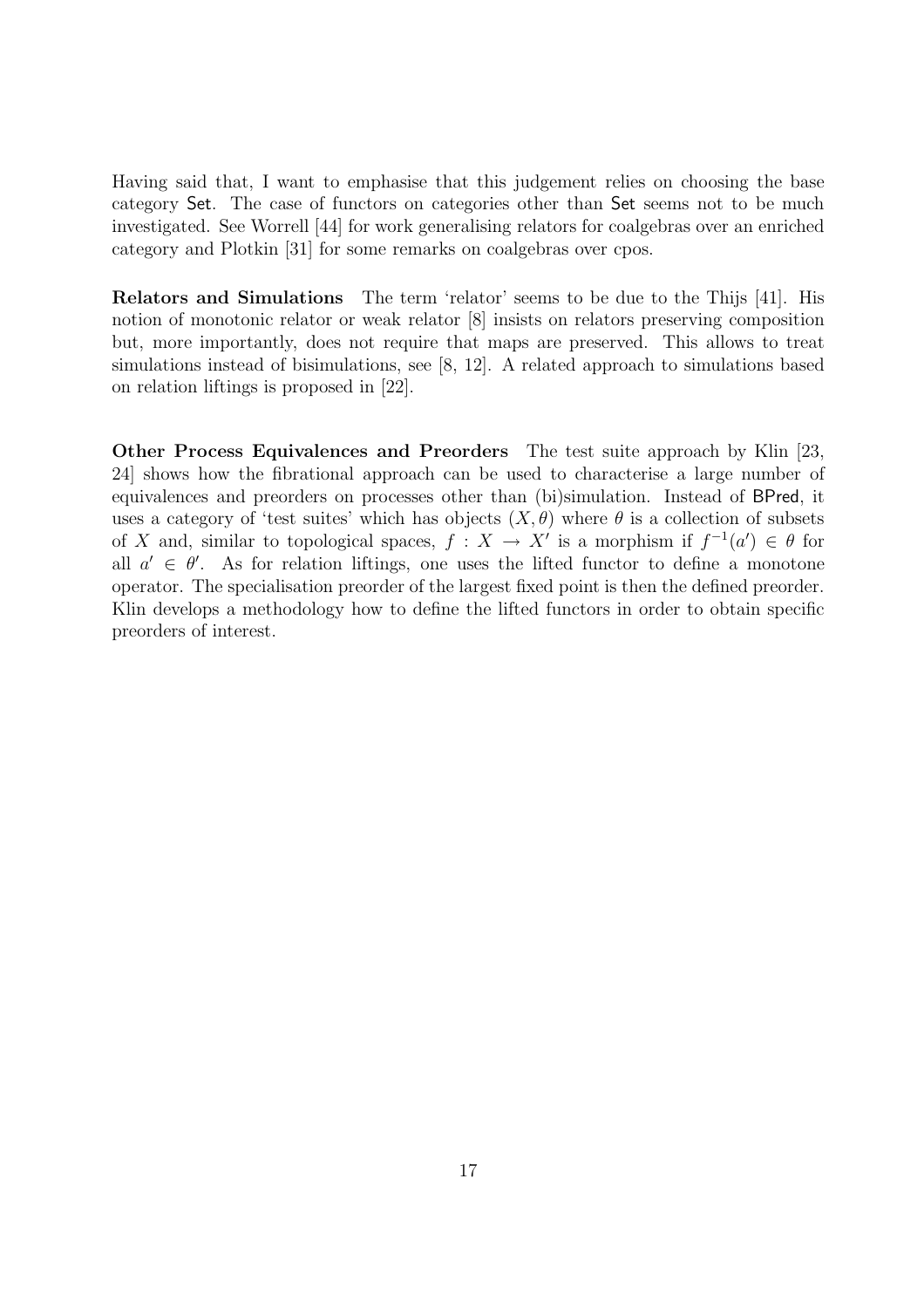Having said that, I want to emphasise that this judgement relies on choosing the base category Set. The case of functors on categories other than Set seems not to be much investigated. See Worrell [44] for work generalising relators for coalgebras over an enriched category and Plotkin [31] for some remarks on coalgebras over cpos.

**Relators and Simulations** The term 'relator' seems to be due to the Thijs [41]. His notion of monotonic relator or weak relator [8] insists on relators preserving composition but, more importantly, does not require that maps are preserved. This allows to treat simulations instead of bisimulations, see [8, 12]. A related approach to simulations based on relation liftings is proposed in [22].

**Other Process Equivalences and Preorders** The test suite approach by Klin [23, 24] shows how the fibrational approach can be used to characterise a large number of equivalences and preorders on processes other than (bi)simulation. Instead of BPred, it uses a category of 'test suites' which has objects $(X, \theta)$ where $\theta$ is a collection of subsets of $X$ and, similar to topological spaces, $f : X \to X'$ is a morphism if $f^{-1}(a') \in \theta$ for all $a' \in \theta'$. As for relation liftings, one uses the lifted functor to define a monotone operator. The specialisation preorder of the largest fixed point is then the defined preorder. Klin develops a methodology how to define the lifted functors in order to obtain specific preorders of interest.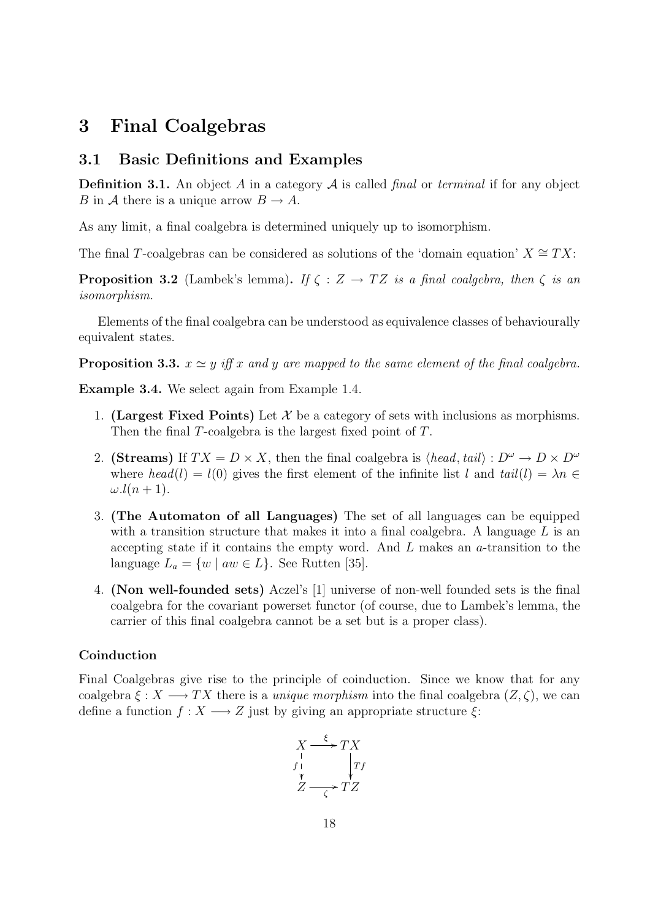# 3 Final Coalgebras

## 3.1 Basic Definitions and Examples

**Definition 3.1.** An object $A$ in a category $\mathcal{A}$ is called *final* or *terminal* if for any object $B$ in $\mathcal{A}$ there is a unique arrow $B \to A$.

As any limit, a final coalgebra is determined uniquely up to isomorphism.

The final $T$-coalgebras can be considered as solutions of the 'domain equation' $X \cong TX$:

**Proposition 3.2** (Lambek's lemma)**.** *If $\zeta : Z \to TZ$ is a final coalgebra, then $\zeta$ is an isomorphism.*

Elements of the final coalgebra can be understood as equivalence classes of behaviourally equivalent states.

**Proposition 3.3.** *$x \simeq y$ iff $x$ and $y$ are mapped to the same element of the final coalgebra.*

**Example 3.4.** We select again from Example 1.4.

1. **(Largest Fixed Points)** Let $\mathcal{X}$ be a category of sets with inclusions as morphisms. Then the final $T$-coalgebra is the largest fixed point of $T$.
2. **(Streams)** If $TX = D \times X$, then the final coalgebra is $\langle head, tail \rangle : D^\omega \to D \times D^\omega$ where $head(l) = l(0)$ gives the first element of the infinite list $l$ and $tail(l) = \lambda n \in \omega . l(n+1)$.
3. **(The Automaton of all Languages)** The set of all languages can be equipped with a transition structure that makes it into a final coalgebra. A language $L$ is an accepting state if it contains the empty word. And $L$ makes an $a$-transition to the language $L_a = \{w \mid aw \in L\}$. See Rutten [35].
4. **(Non well-founded sets)** Aczel's [1] universe of non-well founded sets is the final coalgebra for the covariant powerset functor (of course, due to Lambek's lemma, the carrier of this final coalgebra cannot be a set but is a proper class).

### Coinduction

Final Coalgebras give rise to the principle of coinduction. Since we know that for any coalgebra $\xi : X \longrightarrow TX$ there is a *unique morphism* into the final coalgebra $(Z, \zeta)$, we can define a function $f : X \longrightarrow Z$ just by giving an appropriate structure $\xi$:

$$
\begin{array}{ccc}
X & \xrightarrow{\ \xi\ } & TX \\
{\scriptstyle f}\downarrow & & \downarrow{\scriptstyle Tf} \\
Z & \xrightarrow[\ \zeta\ ]{} & TZ
\end{array}
$$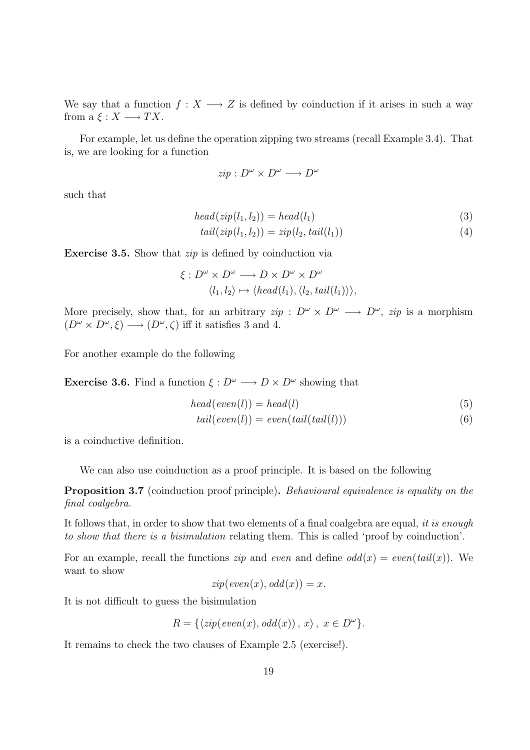We say that a function $f : X \longrightarrow Z$ is defined by coinduction if it arises in such a way from a $\xi : X \longrightarrow TX$.

For example, let us define the operation zipping two streams (recall Example 3.4). That is, we are looking for a function

$$zip : D^\omega \times D^\omega \longrightarrow D^\omega$$

such that

$$head(zip(l_1, l_2)) = head(l_1) \tag{3}$$

$$tail(zip(l_1, l_2)) = zip(l_2, tail(l_1)) \tag{4}$$

**Exercise 3.5.** Show that *zip* is defined by coinduction via

$$\xi : D^\omega \times D^\omega \longrightarrow D \times D^\omega \times D^\omega$$
$$\langle l_1, l_2 \rangle \mapsto \langle head(l_1), \langle l_2, tail(l_1) \rangle \rangle,$$

More precisely, show that, for an arbitrary $zip : D^\omega \times D^\omega \longrightarrow D^\omega$, *zip* is a morphism $(D^\omega \times D^\omega, \xi) \longrightarrow (D^\omega, \zeta)$ iff it satisfies 3 and 4.

For another example do the following

**Exercise 3.6.** Find a function $\xi : D^\omega \longrightarrow D \times D^\omega$ showing that

$$head(even(l)) = head(l) \tag{5}$$

$$tail(even(l)) = even(tail(tail(l))) \tag{6}$$

is a coinductive definition.

We can also use coinduction as a proof principle. It is based on the following

**Proposition 3.7** (coinduction proof principle)**.** *Behavioural equivalence is equality on the final coalgebra.*

It follows that, in order to show that two elements of a final coalgebra are equal, *it is enough to show that there is a bisimulation* relating them. This is called 'proof by coinduction'.

For an example, recall the functions *zip* and *even* and define $odd(x) = even(tail(x))$. We want to show

$$zip(even(x), odd(x)) = x.$$

It is not difficult to guess the bisimulation

$$R = \{\langle zip(even(x), odd(x)) \, , \, x \rangle \, , \; x \in D^\omega\}.$$

It remains to check the two clauses of Example 2.5 (exercise!).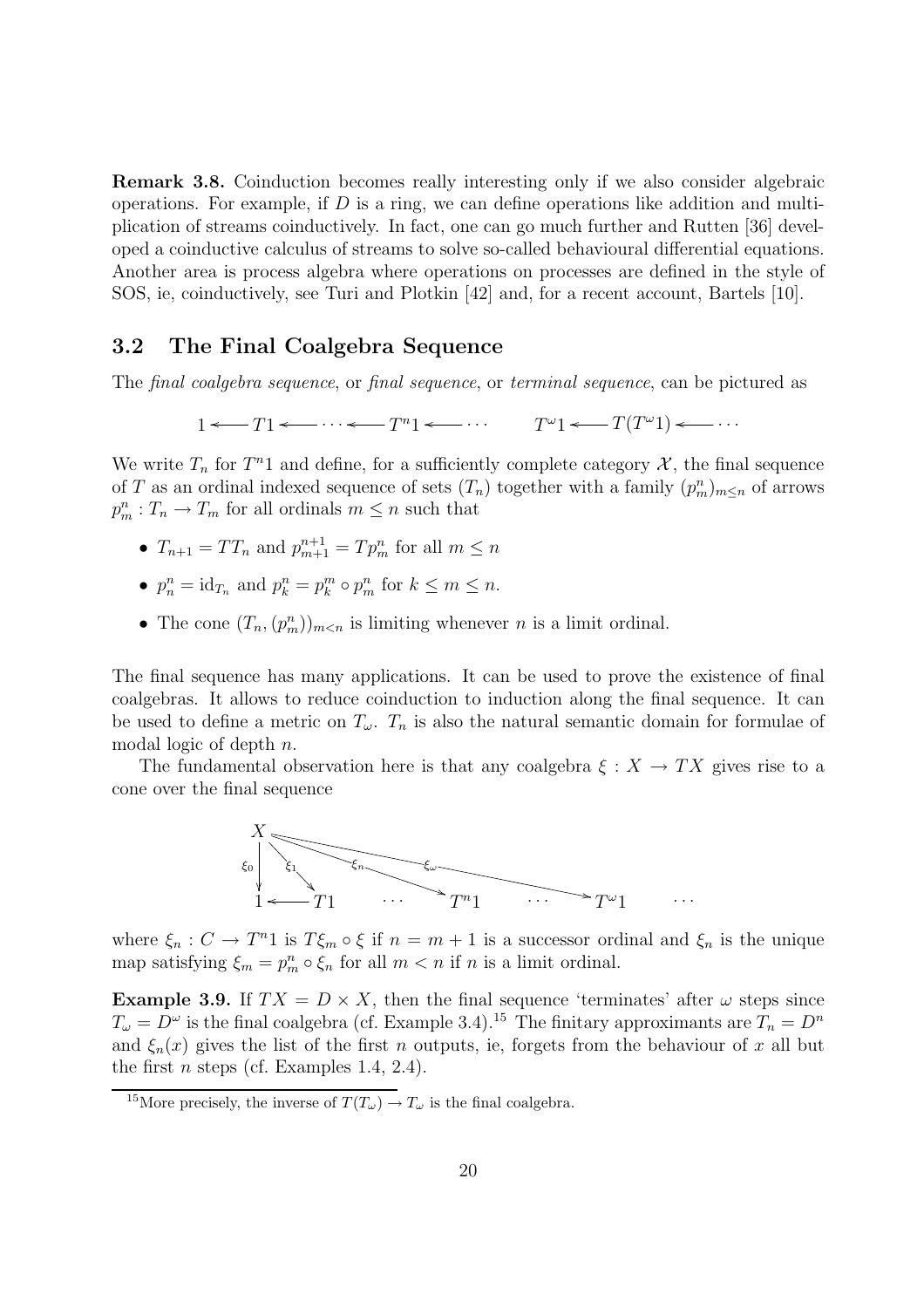**Remark 3.8.** Coinduction becomes really interesting only if we also consider algebraic operations. For example, if $D$ is a ring, we can define operations like addition and multiplication of streams coinductively. In fact, one can go much further and Rutten [36] developed a coinductive calculus of streams to solve so-called behavioural differential equations. Another area is process algebra where operations on processes are defined in the style of SOS, ie, coinductively, see Turi and Plotkin [42] and, for a recent account, Bartels [10].

## 3.2 The Final Coalgebra Sequence

The *final coalgebra sequence*, or *final sequence*, or *terminal sequence*, can be pictured as

$$1 \longleftarrow T1 \longleftarrow \cdots \longleftarrow T^n1 \longleftarrow \cdots \qquad T^\omega 1 \longleftarrow T(T^\omega 1) \longleftarrow \cdots$$

We write $T_n$ for $T^n1$ and define, for a sufficiently complete category $\mathcal{X}$, the final sequence of $T$ as an ordinal indexed sequence of sets $(T_n)$ together with a family $(p^n_m)_{m\leq n}$ of arrows $p^n_m : T_n \to T_m$ for all ordinals $m \leq n$ such that

- $T_{n+1} = TT_n$ and $p^{n+1}_{m+1} = Tp^n_m$ for all $m \leq n$
- $p^n_n = \mathrm{id}_{T_n}$ and $p^n_k = p^m_k \circ p^n_m$ for $k \leq m \leq n$.
- The cone $(T_n, (p^n_m))_{m<n}$ is limiting whenever $n$ is a limit ordinal.

The final sequence has many applications. It can be used to prove the existence of final coalgebras. It allows to reduce coinduction to induction along the final sequence. It can be used to define a metric on $T_\omega$. $T_n$ is also the natural semantic domain for formulae of modal logic of depth $n$.

The fundamental observation here is that any coalgebra $\xi : X \to TX$ gives rise to a cone over the final sequence

$$\begin{array}{c} X \\ \xi_0 \downarrow \quad \searrow^{\xi_1} \quad \searrow^{\xi_n} \quad \searrow^{\xi_\omega} \\ 1 \longleftarrow T1 \quad \cdots \quad T^n1 \quad \cdots \quad T^\omega 1 \quad \cdots \end{array}$$

where $\xi_n : C \to T^n1$ is $T\xi_m \circ \xi$ if $n = m+1$ is a successor ordinal and $\xi_n$ is the unique map satisfying $\xi_m = p^n_m \circ \xi_n$ for all $m < n$ if $n$ is a limit ordinal.

**Example 3.9.** If $TX = D \times X$, then the final sequence 'terminates' after $\omega$ steps since $T_\omega = D^\omega$ is the final coalgebra (cf. Example 3.4).[15] The finitary approximants are $T_n = D^n$ and $\xi_n(x)$ gives the list of the first $n$ outputs, ie, forgets from the behaviour of $x$ all but the first $n$ steps (cf. Examples 1.4, 2.4).

[15] More precisely, the inverse of $T(T_\omega) \to T_\omega$ is the final coalgebra.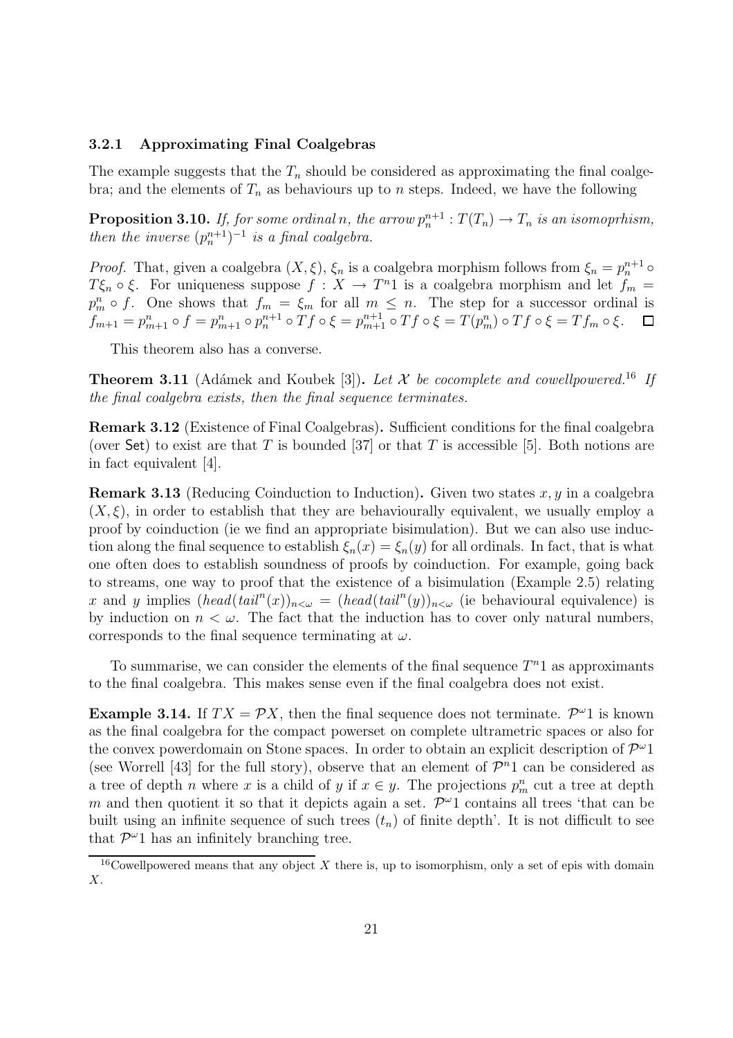### 3.2.1 Approximating Final Coalgebras

The example suggests that the $T_n$ should be considered as approximating the final coalgebra; and the elements of $T_n$ as behaviours up to $n$ steps. Indeed, we have the following

**Proposition 3.10.** *If, for some ordinal $n$, the arrow $p^{n+1}_n : T(T_n) \to T_n$ is an isomoprhism, then the inverse $(p^{n+1}_n)^{-1}$ is a final coalgebra.*

*Proof.* That, given a coalgebra $(X, \xi)$, $\xi_n$ is a coalgebra morphism follows from $\xi_n = p^{n+1}_n \circ T\xi_n \circ \xi$. For uniqueness suppose $f : X \to T^n 1$ is a coalgebra morphism and let $f_m = p^n_m \circ f$. One shows that $f_m = \xi_m$ for all $m \leq n$. The step for a successor ordinal is $f_{m+1} = p^n_{m+1} \circ f = p^n_{m+1} \circ p^{n+1}_n \circ Tf \circ \xi = p^{n+1}_{m+1} \circ Tf \circ \xi = T(p^n_m) \circ Tf \circ \xi = Tf_m \circ \xi$. □

This theorem also has a converse.

**Theorem 3.11** (Adámek and Koubek [3])**.** *Let $\mathcal{X}$ be cocomplete and cowellpowered.*[16] *If the final coalgebra exists, then the final sequence terminates.*

**Remark 3.12** (Existence of Final Coalgebras)**.** Sufficient conditions for the final coalgebra (over Set) to exist are that $T$ is bounded [37] or that $T$ is accessible [5]. Both notions are in fact equivalent [4].

**Remark 3.13** (Reducing Coinduction to Induction)**.** Given two states $x, y$ in a coalgebra $(X, \xi)$, in order to establish that they are behaviourally equivalent, we usually employ a proof by coinduction (ie we find an appropriate bisimulation). But we can also use induction along the final sequence to establish $\xi_n(x) = \xi_n(y)$ for all ordinals. In fact, that is what one often does to establish soundness of proofs by coinduction. For example, going back to streams, one way to proof that the existence of a bisimulation (Example 2.5) relating $x$ and $y$ implies $(head(tail^n(x))_{n<\omega} = (head(tail^n(y))_{n<\omega}$ (ie behavioural equivalence) is by induction on $n < \omega$. The fact that the induction has to cover only natural numbers, corresponds to the final sequence terminating at $\omega$.

To summarise, we can consider the elements of the final sequence $T^n 1$ as approximants to the final coalgebra. This makes sense even if the final coalgebra does not exist.

**Example 3.14.** If $TX = \mathcal{P}X$, then the final sequence does not terminate. $\mathcal{P}^\omega 1$ is known as the final coalgebra for the compact powerset on complete ultrametric spaces or also for the convex powerdomain on Stone spaces. In order to obtain an explicit description of $\mathcal{P}^\omega 1$ (see Worrell [43] for the full story), observe that an element of $\mathcal{P}^n 1$ can be considered as a tree of depth $n$ where $x$ is a child of $y$ if $x \in y$. The projections $p^n_m$ cut a tree at depth $m$ and then quotient it so that it depicts again a set. $\mathcal{P}^\omega 1$ contains all trees 'that can be built using an infinite sequence of such trees $(t_n)$ of finite depth'. It is not difficult to see that $\mathcal{P}^\omega 1$ has an infinitely branching tree.

[16] Cowellpowered means that any object $X$ there is, up to isomorphism, only a set of epis with domain $X$.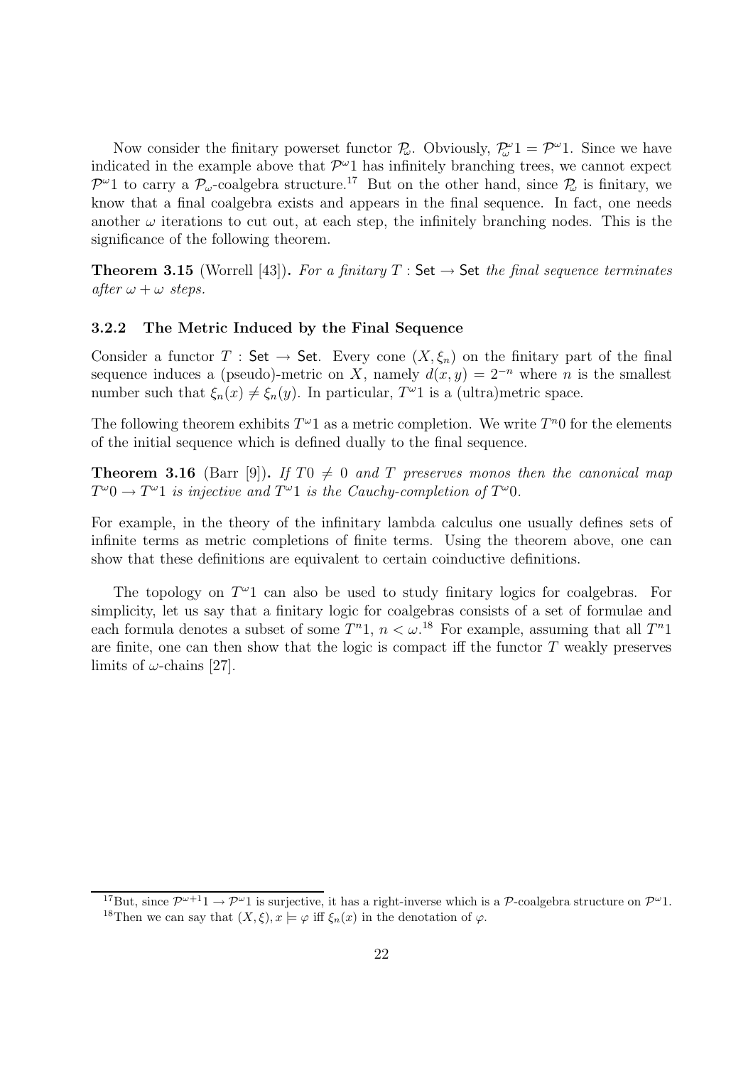Now consider the finitary powerset functor $\mathcal{P}_\omega$. Obviously, $\mathcal{P}_\omega^\omega 1 = \mathcal{P}^\omega 1$. Since we have indicated in the example above that $\mathcal{P}^\omega 1$ has infinitely branching trees, we cannot expect $\mathcal{P}^\omega 1$ to carry a $\mathcal{P}_\omega$-coalgebra structure.[17] But on the other hand, since $\mathcal{P}_\omega$ is finitary, we know that a final coalgebra exists and appears in the final sequence. In fact, one needs another $\omega$ iterations to cut out, at each step, the infinitely branching nodes. This is the significance of the following theorem.

**Theorem 3.15** (Worrell [43])**.** *For a finitary $T : \mathsf{Set} \to \mathsf{Set}$ the final sequence terminates after $\omega + \omega$ steps.*

### 3.2.2 The Metric Induced by the Final Sequence

Consider a functor $T : \mathsf{Set} \to \mathsf{Set}$. Every cone $(X, \xi_n)$ on the finitary part of the final sequence induces a (pseudo)-metric on $X$, namely $d(x, y) = 2^{-n}$ where $n$ is the smallest number such that $\xi_n(x) \neq \xi_n(y)$. In particular, $T^\omega 1$ is a (ultra)metric space.

The following theorem exhibits $T^\omega 1$ as a metric completion. We write $T^n 0$ for the elements of the initial sequence which is defined dually to the final sequence.

**Theorem 3.16** (Barr [9])**.** *If $T0 \neq 0$ and $T$ preserves monos then the canonical map $T^\omega 0 \to T^\omega 1$ is injective and $T^\omega 1$ is the Cauchy-completion of $T^\omega 0$.*

For example, in the theory of the infinitary lambda calculus one usually defines sets of infinite terms as metric completions of finite terms. Using the theorem above, one can show that these definitions are equivalent to certain coinductive definitions.

The topology on $T^\omega 1$ can also be used to study finitary logics for coalgebras. For simplicity, let us say that a finitary logic for coalgebras consists of a set of formulae and each formula denotes a subset of some $T^n 1$, $n < \omega$.[18] For example, assuming that all $T^n 1$ are finite, one can then show that the logic is compact iff the functor $T$ weakly preserves limits of $\omega$-chains [27].

---

[17] But, since $\mathcal{P}^{\omega+1} 1 \to \mathcal{P}^\omega 1$ is surjective, it has a right-inverse which is a $\mathcal{P}$-coalgebra structure on $\mathcal{P}^\omega 1$.

[18] Then we can say that $(X, \xi), x \models \varphi$ iff $\xi_n(x)$ in the denotation of $\varphi$.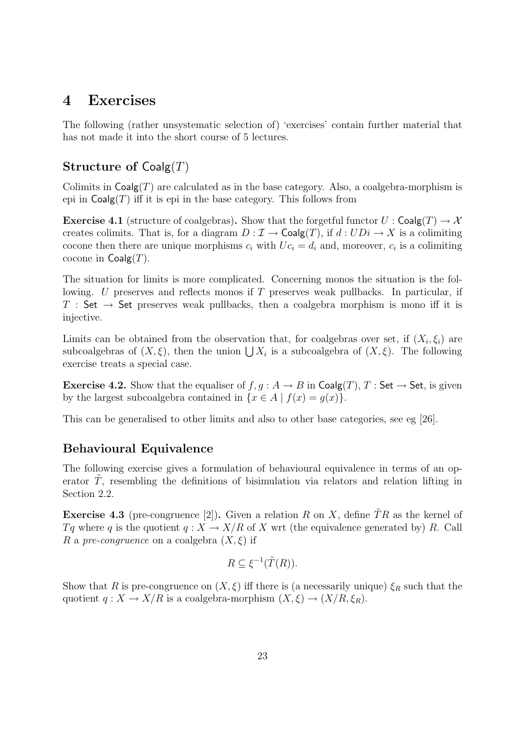# 4 Exercises

The following (rather unsystematic selection of) 'exercises' contain further material that has not made it into the short course of 5 lectures.

## Structure of $\mathsf{Coalg}(T)$

Colimits in $\mathsf{Coalg}(T)$ are calculated as in the base category. Also, a coalgebra-morphism is epi in $\mathsf{Coalg}(T)$ iff it is epi in the base category. This follows from

**Exercise 4.1** (structure of coalgebras)**.** Show that the forgetful functor $U : \mathsf{Coalg}(T) \to \mathcal{X}$ creates colimits. That is, for a diagram $D : \mathcal{I} \to \mathsf{Coalg}(T)$, if $d : UDi \to X$ is a colimiting cocone then there are unique morphisms $c_i$ with $Uc_i = d_i$ and, moreover, $c_i$ is a colimiting cocone in $\mathsf{Coalg}(T)$.

The situation for limits is more complicated. Concerning monos the situation is the following. $U$ preserves and reflects monos if $T$ preserves weak pullbacks. In particular, if $T : \mathsf{Set} \to \mathsf{Set}$ preserves weak pullbacks, then a coalgebra morphism is mono iff it is injective.

Limits can be obtained from the observation that, for coalgebras over set, if $(X_i, \xi_i)$ are subcoalgebras of $(X, \xi)$, then the union $\bigcup X_i$ is a subcoalgebra of $(X, \xi)$. The following exercise treats a special case.

**Exercise 4.2.** Show that the equaliser of $f, g : A \to B$ in $\mathsf{Coalg}(T)$, $T : \mathsf{Set} \to \mathsf{Set}$, is given by the largest subcoalgebra contained in $\{x \in A \mid f(x) = g(x)\}$.

This can be generalised to other limits and also to other base categories, see eg [26].

## Behavioural Equivalence

The following exercise gives a formulation of behavioural equivalence in terms of an operator $\tilde{T}$, resembling the definitions of bisimulation via relators and relation lifting in Section 2.2.

**Exercise 4.3** (pre-congruence [2])**.** Given a relation $R$ on $X$, define $\tilde{T}R$ as the kernel of $Tq$ where $q$ is the quotient $q : X \to X/R$ of $X$ wrt (the equivalence generated by) $R$. Call $R$ a *pre-congruence* on a coalgebra $(X, \xi)$ if

$$R \subseteq \xi^{-1}(\tilde{T}(R)).$$

Show that $R$ is pre-congruence on $(X, \xi)$ iff there is (a necessarily unique) $\xi_R$ such that the quotient $q : X \to X/R$ is a coalgebra-morphism $(X, \xi) \to (X/R, \xi_R)$.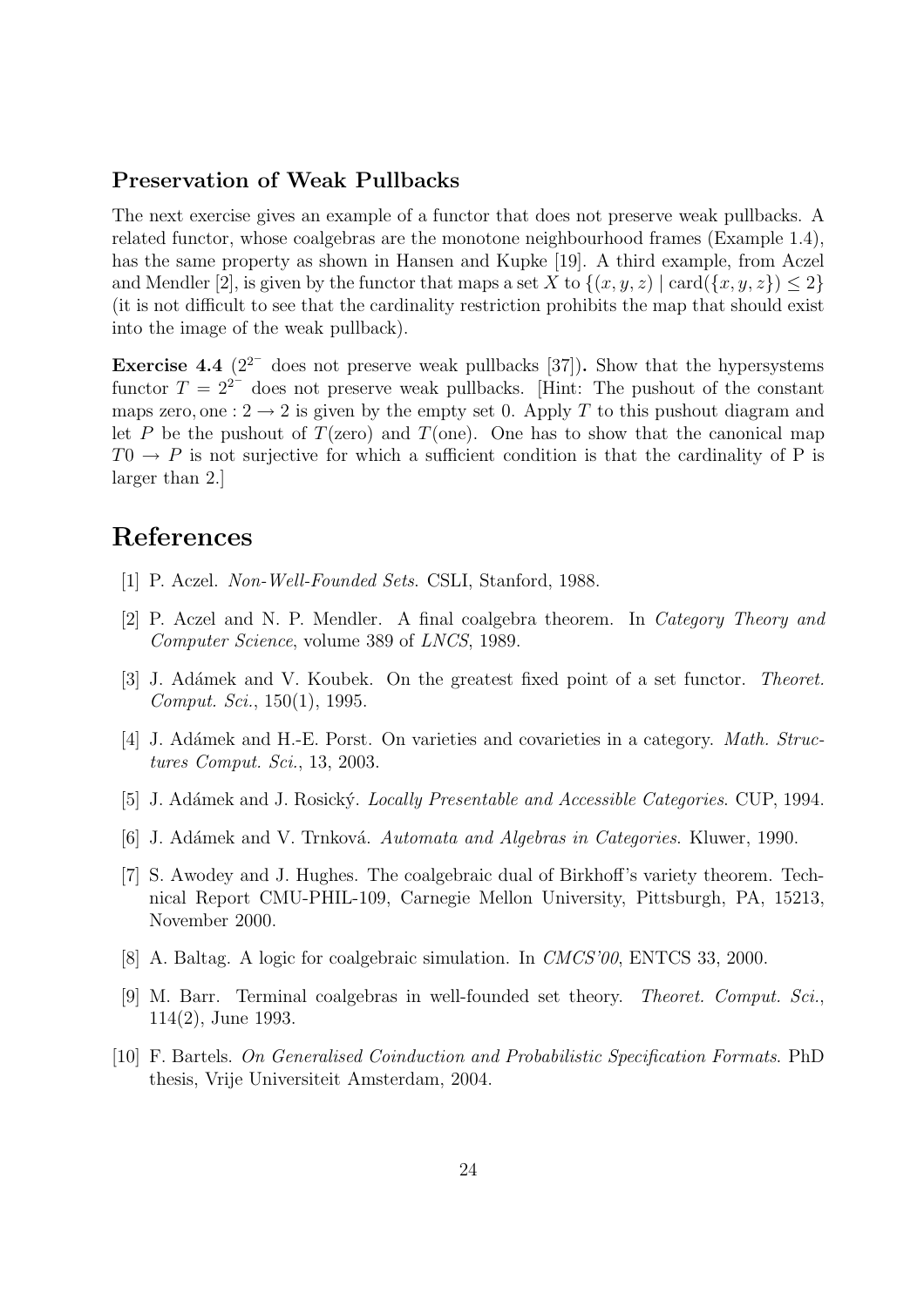### Preservation of Weak Pullbacks

The next exercise gives an example of a functor that does not preserve weak pullbacks. A related functor, whose coalgebras are the monotone neighbourhood frames (Example 1.4), has the same property as shown in Hansen and Kupke [19]. A third example, from Aczel and Mendler [2], is given by the functor that maps a set $X$ to $\{(x, y, z) \mid \text{card}(\{x, y, z\}) \leq 2\}$ (it is not difficult to see that the cardinality restriction prohibits the map that should exist into the image of the weak pullback).

**Exercise 4.4** ($2^{2^-}$ does not preserve weak pullbacks [37]). Show that the hypersystems functor $T = 2^{2^-}$ does not preserve weak pullbacks. [Hint: The pushout of the constant maps zero, one : $2 \to 2$ is given by the empty set 0. Apply $T$ to this pushout diagram and let $P$ be the pushout of $T(\text{zero})$ and $T(\text{one})$. One has to show that the canonical map $T0 \to P$ is not surjective for which a sufficient condition is that the cardinality of P is larger than 2.]

# References

[1] P. Aczel. *Non-Well-Founded Sets*. CSLI, Stanford, 1988.

[2] P. Aczel and N. P. Mendler. A final coalgebra theorem. In *Category Theory and Computer Science*, volume 389 of *LNCS*, 1989.

[3] J. Adámek and V. Koubek. On the greatest fixed point of a set functor. *Theoret. Comput. Sci.*, 150(1), 1995.

[4] J. Adámek and H.-E. Porst. On varieties and covarieties in a category. *Math. Structures Comput. Sci.*, 13, 2003.

[5] J. Adámek and J. Rosický. *Locally Presentable and Accessible Categories*. CUP, 1994.

[6] J. Adámek and V. Trnková. *Automata and Algebras in Categories*. Kluwer, 1990.

[7] S. Awodey and J. Hughes. The coalgebraic dual of Birkhoff's variety theorem. Technical Report CMU-PHIL-109, Carnegie Mellon University, Pittsburgh, PA, 15213, November 2000.

[8] A. Baltag. A logic for coalgebraic simulation. In *CMCS'00*, ENTCS 33, 2000.

[9] M. Barr. Terminal coalgebras in well-founded set theory. *Theoret. Comput. Sci.*, 114(2), June 1993.

[10] F. Bartels. *On Generalised Coinduction and Probabilistic Specification Formats*. PhD thesis, Vrije Universiteit Amsterdam, 2004.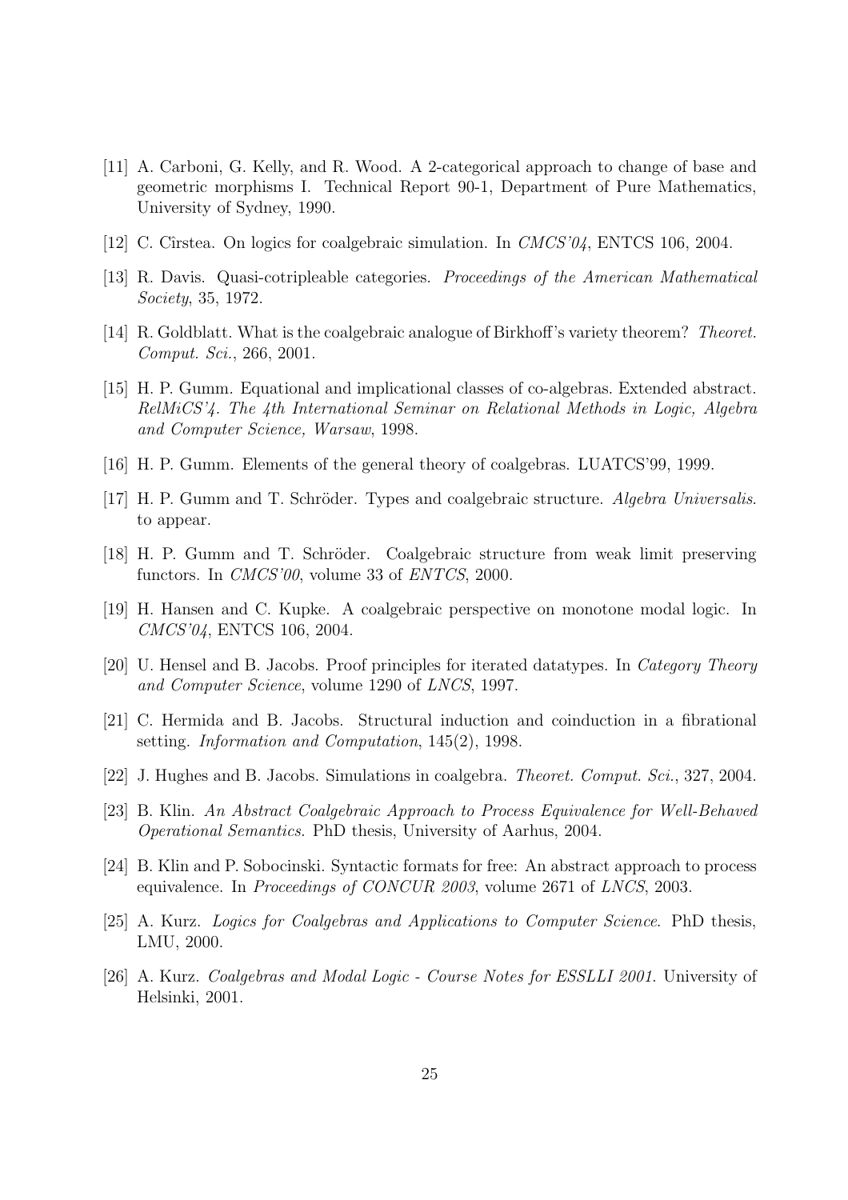[11] A. Carboni, G. Kelly, and R. Wood. A 2-categorical approach to change of base and geometric morphisms I. Technical Report 90-1, Department of Pure Mathematics, University of Sydney, 1990.

[12] C. Cîrstea. On logics for coalgebraic simulation. In *CMCS'04*, ENTCS 106, 2004.

[13] R. Davis. Quasi-cotripleable categories. *Proceedings of the American Mathematical Society*, 35, 1972.

[14] R. Goldblatt. What is the coalgebraic analogue of Birkhoff's variety theorem? *Theoret. Comput. Sci.*, 266, 2001.

[15] H. P. Gumm. Equational and implicational classes of co-algebras. Extended abstract. *RelMiCS'4. The 4th International Seminar on Relational Methods in Logic, Algebra and Computer Science, Warsaw*, 1998.

[16] H. P. Gumm. Elements of the general theory of coalgebras. LUATCS'99, 1999.

[17] H. P. Gumm and T. Schröder. Types and coalgebraic structure. *Algebra Universalis*. to appear.

[18] H. P. Gumm and T. Schröder. Coalgebraic structure from weak limit preserving functors. In *CMCS'00*, volume 33 of *ENTCS*, 2000.

[19] H. Hansen and C. Kupke. A coalgebraic perspective on monotone modal logic. In *CMCS'04*, ENTCS 106, 2004.

[20] U. Hensel and B. Jacobs. Proof principles for iterated datatypes. In *Category Theory and Computer Science*, volume 1290 of *LNCS*, 1997.

[21] C. Hermida and B. Jacobs. Structural induction and coinduction in a fibrational setting. *Information and Computation*, 145(2), 1998.

[22] J. Hughes and B. Jacobs. Simulations in coalgebra. *Theoret. Comput. Sci.*, 327, 2004.

[23] B. Klin. *An Abstract Coalgebraic Approach to Process Equivalence for Well-Behaved Operational Semantics*. PhD thesis, University of Aarhus, 2004.

[24] B. Klin and P. Sobocinski. Syntactic formats for free: An abstract approach to process equivalence. In *Proceedings of CONCUR 2003*, volume 2671 of *LNCS*, 2003.

[25] A. Kurz. *Logics for Coalgebras and Applications to Computer Science*. PhD thesis, LMU, 2000.

[26] A. Kurz. *Coalgebras and Modal Logic - Course Notes for ESSLLI 2001*. University of Helsinki, 2001.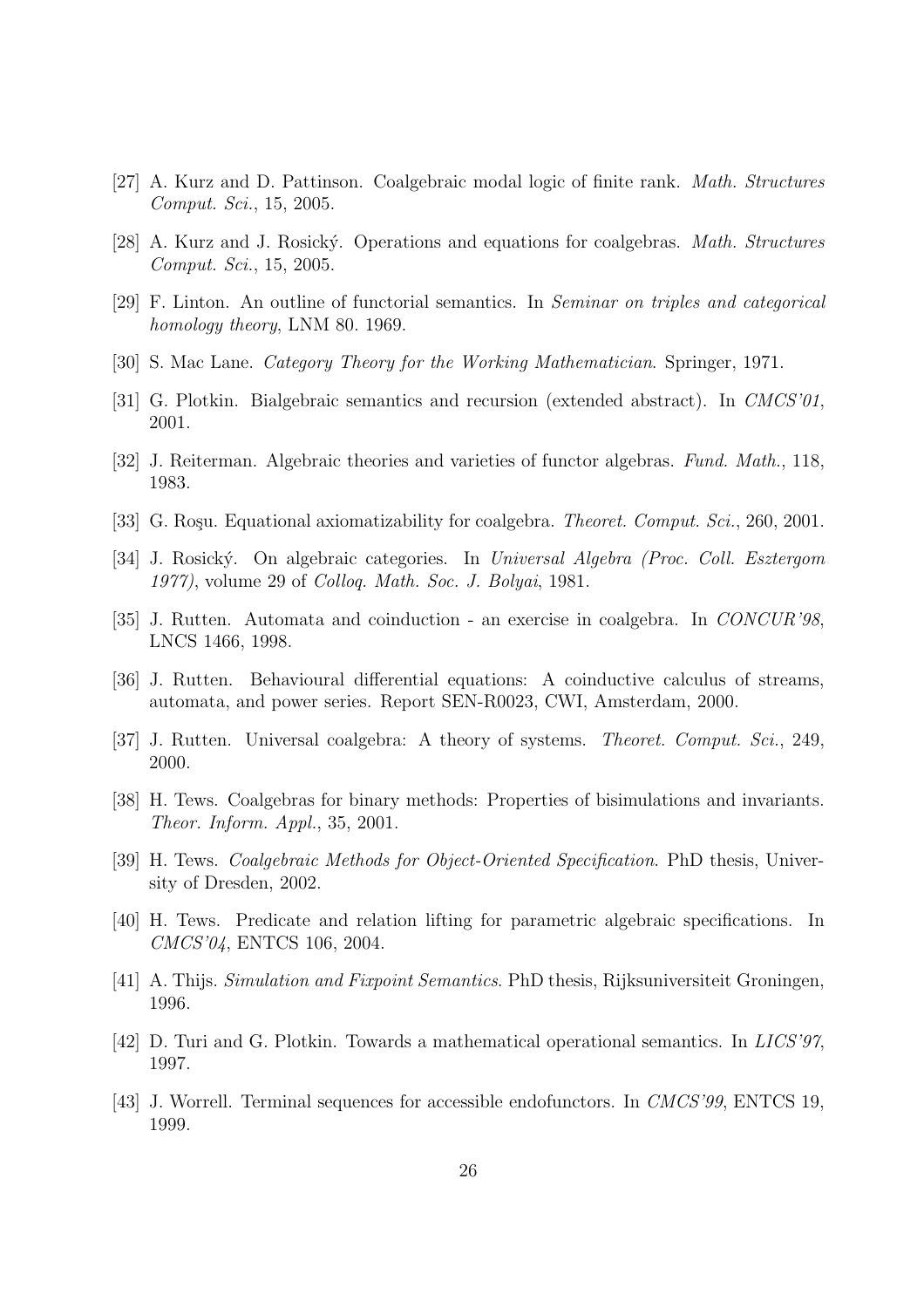[27] A. Kurz and D. Pattinson. Coalgebraic modal logic of finite rank. *Math. Structures Comput. Sci.*, 15, 2005.

[28] A. Kurz and J. Rosický. Operations and equations for coalgebras. *Math. Structures Comput. Sci.*, 15, 2005.

[29] F. Linton. An outline of functorial semantics. In *Seminar on triples and categorical homology theory*, LNM 80. 1969.

[30] S. Mac Lane. *Category Theory for the Working Mathematician*. Springer, 1971.

[31] G. Plotkin. Bialgebraic semantics and recursion (extended abstract). In *CMCS'01*, 2001.

[32] J. Reiterman. Algebraic theories and varieties of functor algebras. *Fund. Math.*, 118, 1983.

[33] G. Roşu. Equational axiomatizability for coalgebra. *Theoret. Comput. Sci.*, 260, 2001.

[34] J. Rosický. On algebraic categories. In *Universal Algebra (Proc. Coll. Esztergom 1977)*, volume 29 of *Colloq. Math. Soc. J. Bolyai*, 1981.

[35] J. Rutten. Automata and coinduction - an exercise in coalgebra. In *CONCUR'98*, LNCS 1466, 1998.

[36] J. Rutten. Behavioural differential equations: A coinductive calculus of streams, automata, and power series. Report SEN-R0023, CWI, Amsterdam, 2000.

[37] J. Rutten. Universal coalgebra: A theory of systems. *Theoret. Comput. Sci.*, 249, 2000.

[38] H. Tews. Coalgebras for binary methods: Properties of bisimulations and invariants. *Theor. Inform. Appl.*, 35, 2001.

[39] H. Tews. *Coalgebraic Methods for Object-Oriented Specification*. PhD thesis, University of Dresden, 2002.

[40] H. Tews. Predicate and relation lifting for parametric algebraic specifications. In *CMCS'04*, ENTCS 106, 2004.

[41] A. Thijs. *Simulation and Fixpoint Semantics*. PhD thesis, Rijksuniversiteit Groningen, 1996.

[42] D. Turi and G. Plotkin. Towards a mathematical operational semantics. In *LICS'97*, 1997.

[43] J. Worrell. Terminal sequences for accessible endofunctors. In *CMCS'99*, ENTCS 19, 1999.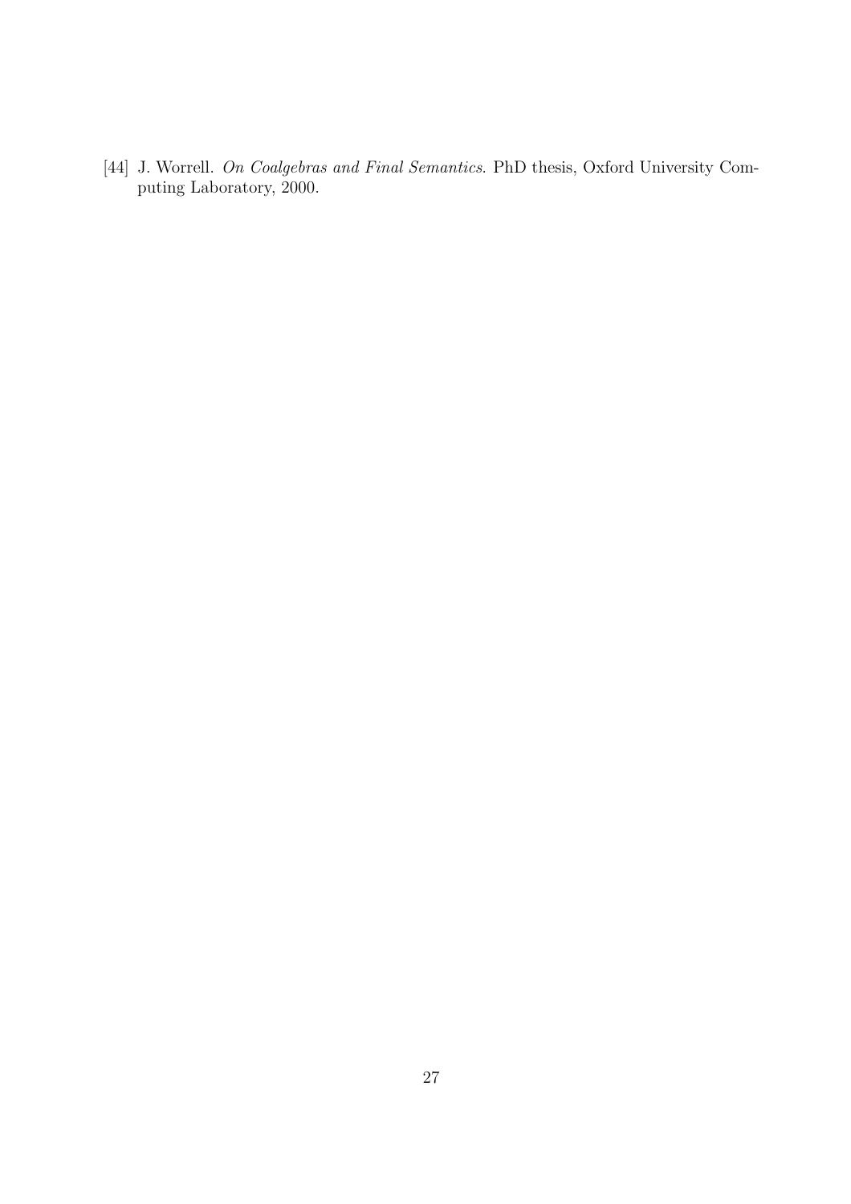[44] J. Worrell. *On Coalgebras and Final Semantics*. PhD thesis, Oxford University Computing Laboratory, 2000.